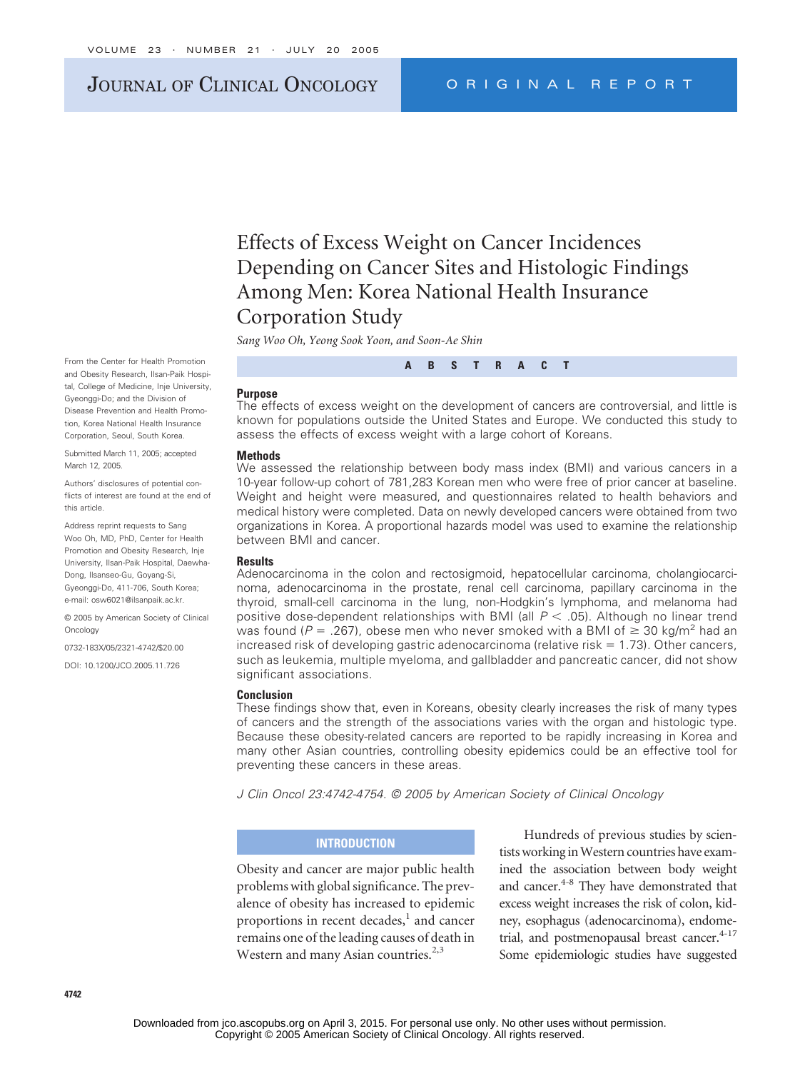# Effects of Excess Weight on Cancer Incidences Depending on Cancer Sites and Histologic Findings Among Men: Korea National Health Insurance Corporation Study

*Sang Woo Oh, Yeong Sook Yoon, and Soon-Ae Shin*

From the Center for Health Promotion and Obesity Research, Ilsan-Paik Hospital, College of Medicine, Inje University, Gyeonggi-Do; and the Division of Disease Prevention and Health Promotion, Korea National Health Insurance Corporation, Seoul, South Korea.

Submitted March 11, 2005; accepted March 12, 2005.

Authors' disclosures of potential conflicts of interest are found at the end of this article.

Address reprint requests to Sang Woo Oh, MD, PhD, Center for Health Promotion and Obesity Research, Inje University, Ilsan-Paik Hospital, Daewha-Dong, Ilsanseo-Gu, Goyang-Si, Gyeonggi-Do, 411-706, South Korea; e-mail: osw6021@ilsanpaik.ac.kr.

© 2005 by American Society of Clinical Oncology

0732-183X/05/2321-4742/$20.00

DOI: 10.1200/JCO.2005.11.726

## ABSTRACT

### Purpose

The effects of excess weight on the development of cancers are controversial, and little is known for populations outside the United States and Europe. We conducted this study to assess the effects of excess weight with a large cohort of Koreans.

### Methods

We assessed the relationship between body mass index (BMI) and various cancers in a 10-year follow-up cohort of 781,283 Korean men who were free of prior cancer at baseline. Weight and height were measured, and questionnaires related to health behaviors and medical history were completed. Data on newly developed cancers were obtained from two organizations in Korea. A proportional hazards model was used to examine the relationship between BMI and cancer.

### Results

Adenocarcinoma in the colon and rectosigmoid, hepatocellular carcinoma, cholangiocarcinoma, adenocarcinoma in the prostate, renal cell carcinoma, papillary carcinoma in the thyroid, small-cell carcinoma in the lung, non-Hodgkin's lymphoma, and melanoma had positive dose-dependent relationships with BMI (all $P < .05$). Although no linear trend was found ($P = .267$), obese men who never smoked with a BMI of $\geq 30$ kg/m$^2$ had an increased risk of developing gastric adenocarcinoma (relative risk = 1.73). Other cancers, such as leukemia, multiple myeloma, and gallbladder and pancreatic cancer, did not show significant associations.

### Conclusion

These findings show that, even in Koreans, obesity clearly increases the risk of many types of cancers and the strength of the associations varies with the organ and histologic type. Because these obesity-related cancers are reported to be rapidly increasing in Korea and many other Asian countries, controlling obesity epidemics could be an effective tool for preventing these cancers in these areas.

*J Clin Oncol 23:4742-4754. © 2005 by American Society of Clinical Oncology*

## INTRODUCTION

Obesity and cancer are major public health problems with global significance. The prevalence of obesity has increased to epidemic proportions in recent decades,[1] and cancer remains one of the leading causes of death in Western and many Asian countries.[2,3]

Hundreds of previous studies by scientists working in Western countries have examined the association between body weight and cancer.[4-8] They have demonstrated that excess weight increases the risk of colon, kidney, esophagus (adenocarcinoma), endometrial, and postmenopausal breast cancer.[4-17] Some epidemiologic studies have suggested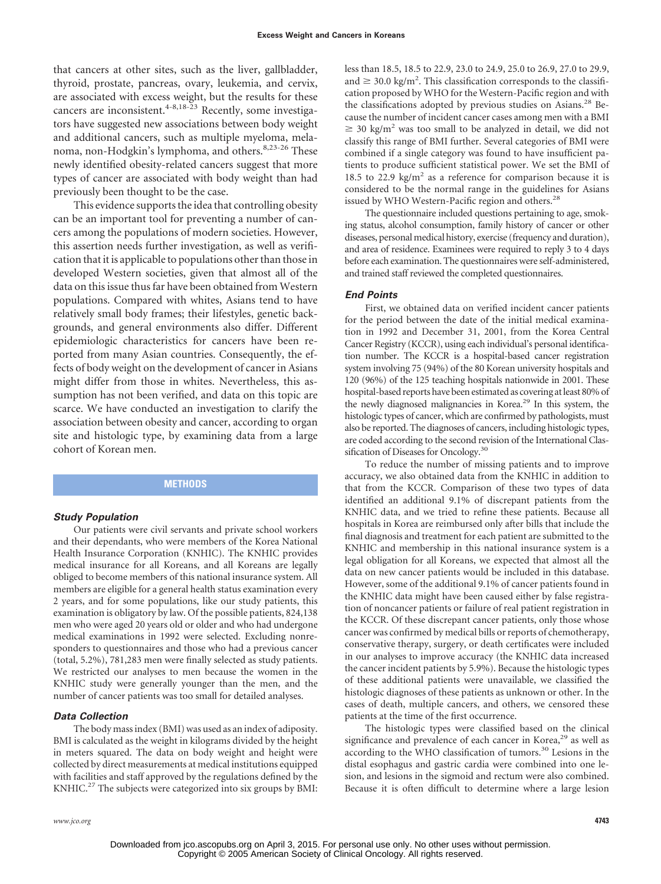that cancers at other sites, such as the liver, gallbladder, thyroid, prostate, pancreas, ovary, leukemia, and cervix, are associated with excess weight, but the results for these cancers are inconsistent.[4-8,18-23] Recently, some investigators have suggested new associations between body weight and additional cancers, such as multiple myeloma, melanoma, non-Hodgkin's lymphoma, and others.[8,23-26] These newly identified obesity-related cancers suggest that more types of cancer are associated with body weight than had previously been thought to be the case.

This evidence supports the idea that controlling obesity can be an important tool for preventing a number of cancers among the populations of modern societies. However, this assertion needs further investigation, as well as verification that it is applicable to populations other than those in developed Western societies, given that almost all of the data on this issue thus far have been obtained from Western populations. Compared with whites, Asians tend to have relatively small body frames; their lifestyles, genetic backgrounds, and general environments also differ. Different epidemiologic characteristics for cancers have been reported from many Asian countries. Consequently, the effects of body weight on the development of cancer in Asians might differ from those in whites. Nevertheless, this assumption has not been verified, and data on this topic are scarce. We have conducted an investigation to clarify the association between obesity and cancer, according to organ site and histologic type, by examining data from a large cohort of Korean men.

## METHODS

### *Study Population*

Our patients were civil servants and private school workers and their dependants, who were members of the Korea National Health Insurance Corporation (KNHIC). The KNHIC provides medical insurance for all Koreans, and all Koreans are legally obliged to become members of this national insurance system. All members are eligible for a general health status examination every 2 years, and for some populations, like our study patients, this examination is obligatory by law. Of the possible patients, 824,138 men who were aged 20 years old or older and who had undergone medical examinations in 1992 were selected. Excluding nonresponders to questionnaires and those who had a previous cancer (total, 5.2%), 781,283 men were finally selected as study patients. We restricted our analyses to men because the women in the KNHIC study were generally younger than the men, and the number of cancer patients was too small for detailed analyses.

### *Data Collection*

The body mass index (BMI) was used as an index of adiposity. BMI is calculated as the weight in kilograms divided by the height in meters squared. The data on body weight and height were collected by direct measurements at medical institutions equipped with facilities and staff approved by the regulations defined by the KNHIC.[27] The subjects were categorized into six groups by BMI: less than 18.5, 18.5 to 22.9, 23.0 to 24.9, 25.0 to 26.9, 27.0 to 29.9, and ≥ 30.0 kg/m$^2$. This classification corresponds to the classification proposed by WHO for the Western-Pacific region and with the classifications adopted by previous studies on Asians.[28] Because the number of incident cancer cases among men with a BMI ≥ 30 kg/m$^2$ was too small to be analyzed in detail, we did not classify this range of BMI further. Several categories of BMI were combined if a single category was found to have insufficient patients to produce sufficient statistical power. We set the BMI of 18.5 to 22.9 kg/m$^2$ as a reference for comparison because it is considered to be the normal range in the guidelines for Asians issued by WHO Western-Pacific region and others.[28]

The questionnaire included questions pertaining to age, smoking status, alcohol consumption, family history of cancer or other diseases, personal medical history, exercise (frequency and duration), and area of residence. Examinees were required to reply 3 to 4 days before each examination. The questionnaires were self-administered, and trained staff reviewed the completed questionnaires.

### *End Points*

First, we obtained data on verified incident cancer patients for the period between the date of the initial medical examination in 1992 and December 31, 2001, from the Korea Central Cancer Registry (KCCR), using each individual's personal identification number. The KCCR is a hospital-based cancer registration system involving 75 (94%) of the 80 Korean university hospitals and 120 (96%) of the 125 teaching hospitals nationwide in 2001. These hospital-based reports have been estimated as covering at least 80% of the newly diagnosed malignancies in Korea.[29] In this system, the histologic types of cancer, which are confirmed by pathologists, must also be reported. The diagnoses of cancers, including histologic types, are coded according to the second revision of the International Classification of Diseases for Oncology.[30]

To reduce the number of missing patients and to improve accuracy, we also obtained data from the KNHIC in addition to that from the KCCR. Comparison of these two types of data identified an additional 9.1% of discrepant patients from the KNHIC data, and we tried to refine these patients. Because all hospitals in Korea are reimbursed only after bills that include the final diagnosis and treatment for each patient are submitted to the KNHIC and membership in this national insurance system is a legal obligation for all Koreans, we expected that almost all the data on new cancer patients would be included in this database. However, some of the additional 9.1% of cancer patients found in the KNHIC data might have been caused either by false registration of noncancer patients or failure of real patient registration in the KCCR. Of these discrepant cancer patients, only those whose cancer was confirmed by medical bills or reports of chemotherapy, conservative therapy, surgery, or death certificates were included in our analyses to improve accuracy (the KNHIC data increased the cancer incident patients by 5.9%). Because the histologic types of these additional patients were unavailable, we classified the histologic diagnoses of these patients as unknown or other. In the cases of death, multiple cancers, and others, we censored these patients at the time of the first occurrence.

The histologic types were classified based on the clinical significance and prevalence of each cancer in Korea,[29] as well as according to the WHO classification of tumors.[30] Lesions in the distal esophagus and gastric cardia were combined into one lesion, and lesions in the sigmoid and rectum were also combined. Because it is often difficult to determine where a large lesion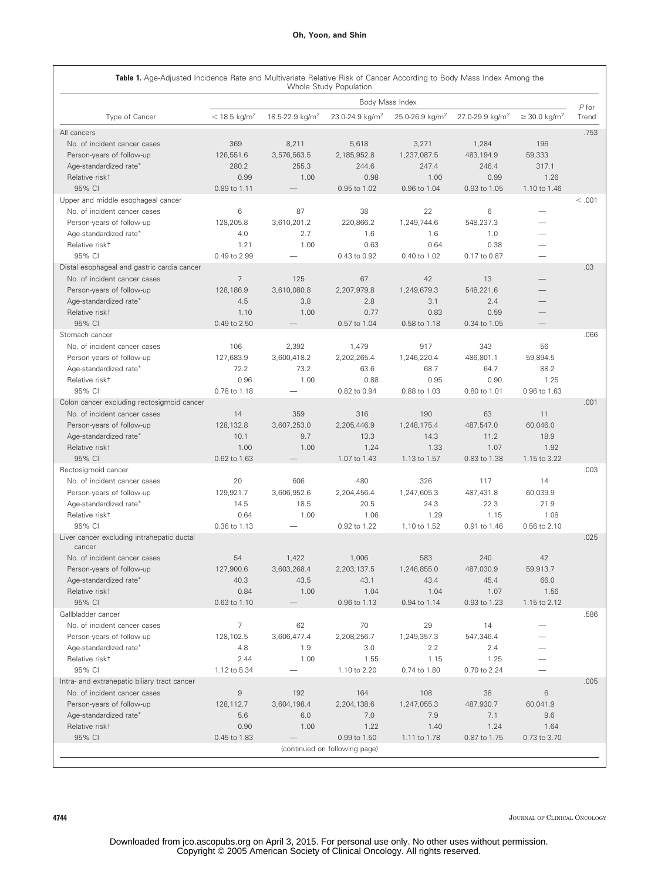**Table 1.** Age-Adjusted Incidence Rate and Multivariate Relative Risk of Cancer According to Body Mass Index Among the Whole Study Population

| Type of Cancer | Body Mass Index | | | | | | *P* for Trend |
|---|---|---|---|---|---|---|---|
| | < 18.5 kg/m$^2$ | 18.5-22.9 kg/m$^2$ | 23.0-24.9 kg/m$^2$ | 25.0-26.9 kg/m$^2$ | 27.0-29.9 kg/m$^2$ | ≥ 30.0 kg/m$^2$ | |
| All cancers | | | | | | | .753 |
| No. of incident cancer cases | 369 | 8,211 | 5,618 | 3,271 | 1,284 | 196 | |
| Person-years of follow-up | 126,551.6 | 3,576,563.5 | 2,185,952.8 | 1,237,087.5 | 483,194.9 | 59,333 | |
| Age-standardized rate* | 280.2 | 255.3 | 244.6 | 247.4 | 246.4 | 317.1 | |
| Relative risk† | 0.99 | 1.00 | 0.98 | 1.00 | 0.99 | 1.26 | |
| 95% CI | 0.89 to 1.11 | — | 0.95 to 1.02 | 0.96 to 1.04 | 0.93 to 1.05 | 1.10 to 1.46 | |
| Upper and middle esophageal cancer | | | | | | | < .001 |
| No. of incident cancer cases | 6 | 87 | 38 | 22 | 6 | — | |
| Person-years of follow-up | 128,205.8 | 3,610,201.2 | 220,866.2 | 1,249,744.6 | 548,237.3 | — | |
| Age-standardized rate* | 4.0 | 2.7 | 1.6 | 1.6 | 1.0 | — | |
| Relative risk† | 1.21 | 1.00 | 0.63 | 0.64 | 0.38 | — | |
| 95% CI | 0.49 to 2.99 | — | 0.43 to 0.92 | 0.40 to 1.02 | 0.17 to 0.87 | — | |
| Distal esophageal and gastric cardia cancer | | | | | | | .03 |
| No. of incident cancer cases | 7 | 125 | 67 | 42 | 13 | — | |
| Person-years of follow-up | 128,186.9 | 3,610,080.8 | 2,207,979.8 | 1,249,679.3 | 548,221.6 | — | |
| Age-standardized rate* | 4.5 | 3.8 | 2.8 | 3.1 | 2.4 | — | |
| Relative risk† | 1.10 | 1.00 | 0.77 | 0.83 | 0.59 | — | |
| 95% CI | 0.49 to 2.50 | — | 0.57 to 1.04 | 0.58 to 1.18 | 0.34 to 1.05 | — | |
| Stomach cancer | | | | | | | .066 |
| No. of incident cancer cases | 106 | 2,392 | 1,479 | 917 | 343 | 56 | |
| Person-years of follow-up | 127,683.9 | 3,600,418.2 | 2,202,265.4 | 1,246,220.4 | 486,801.1 | 59,894.5 | |
| Age-standardized rate* | 72.2 | 73.2 | 63.6 | 68.7 | 64.7 | 88.2 | |
| Relative risk† | 0.96 | 1.00 | 0.88 | 0.95 | 0.90 | 1.25 | |
| 95% CI | 0.78 to 1.18 | — | 0.82 to 0.94 | 0.88 to 1.03 | 0.80 to 1.01 | 0.96 to 1.63 | |
| Colon cancer excluding rectosigmoid cancer | | | | | | | .001 |
| No. of incident cancer cases | 14 | 359 | 316 | 190 | 63 | 11 | |
| Person-years of follow-up | 128,132.8 | 3,607,253.0 | 2,205,446.9 | 1,248,175.4 | 487,547.0 | 60,046.0 | |
| Age-standardized rate* | 10.1 | 9.7 | 13.3 | 14.3 | 11.2 | 18.9 | |
| Relative risk† | 1.00 | 1.00 | 1.24 | 1.33 | 1.07 | 1.92 | |
| 95% CI | 0.62 to 1.63 | — | 1.07 to 1.43 | 1.13 to 1.57 | 0.83 to 1.38 | 1.15 to 3.22 | |
| Rectosigmoid cancer | | | | | | | .003 |
| No. of incident cancer cases | 20 | 606 | 480 | 326 | 117 | 14 | |
| Person-years of follow-up | 129,921.7 | 3,606,952.6 | 2,204,456.4 | 1,247,605.3 | 487,431.8 | 60,039.9 | |
| Age-standardized rate* | 14.5 | 18.5 | 20.5 | 24.3 | 22.3 | 21.9 | |
| Relative risk† | 0.64 | 1.00 | 1.06 | 1.29 | 1.15 | 1.08 | |
| 95% CI | 0.36 to 1.13 | — | 0.92 to 1.22 | 1.10 to 1.52 | 0.91 to 1.46 | 0.56 to 2.10 | |
| Liver cancer excluding intrahepatic ductal cancer | | | | | | | .025 |
| No. of incident cancer cases | 54 | 1,422 | 1,006 | 583 | 240 | 42 | |
| Person-years of follow-up | 127,900.6 | 3,603,268.4 | 2,203,137.5 | 1,246,855.0 | 487,030.9 | 59,913.7 | |
| Age-standardized rate* | 40.3 | 43.5 | 43.1 | 43.4 | 45.4 | 66.0 | |
| Relative risk† | 0.84 | 1.00 | 1.04 | 1.04 | 1.07 | 1.56 | |
| 95% CI | 0.63 to 1.10 | — | 0.96 to 1.13 | 0.94 to 1.14 | 0.93 to 1.23 | 1.15 to 2.12 | |
| Gallbladder cancer | | | | | | | .586 |
| No. of incident cancer cases | 7 | 62 | 70 | 29 | 14 | — | |
| Person-years of follow-up | 128,102.5 | 3,606,477.4 | 2,208,256.7 | 1,249,357.3 | 547,346.4 | — | |
| Age-standardized rate* | 4.8 | 1.9 | 3.0 | 2.2 | 2.4 | — | |
| Relative risk† | 2.44 | 1.00 | 1.55 | 1.15 | 1.25 | — | |
| 95% CI | 1.12 to 5.34 | — | 1.10 to 2.20 | 0.74 to 1.80 | 0.70 to 2.24 | — | |
| Intra- and extrahepatic biliary tract cancer | | | | | | | .005 |
| No. of incident cancer cases | 9 | 192 | 164 | 108 | 38 | 6 | |
| Person-years of follow-up | 128,112.7 | 3,604,198.4 | 2,204,138.6 | 1,247,055.3 | 487,930.7 | 60,041.9 | |
| Age-standardized rate* | 5.6 | 6.0 | 7.0 | 7.9 | 7.1 | 9.6 | |
| Relative risk† | 0.90 | 1.00 | 1.40 | 1.40 | 1.24 | 1.64 | |
| 95% CI | 0.45 to 1.83 | — | 0.99 to 1.50 | 1.11 to 1.78 | 0.87 to 1.75 | 0.73 to 3.70 | |

(continued on following page)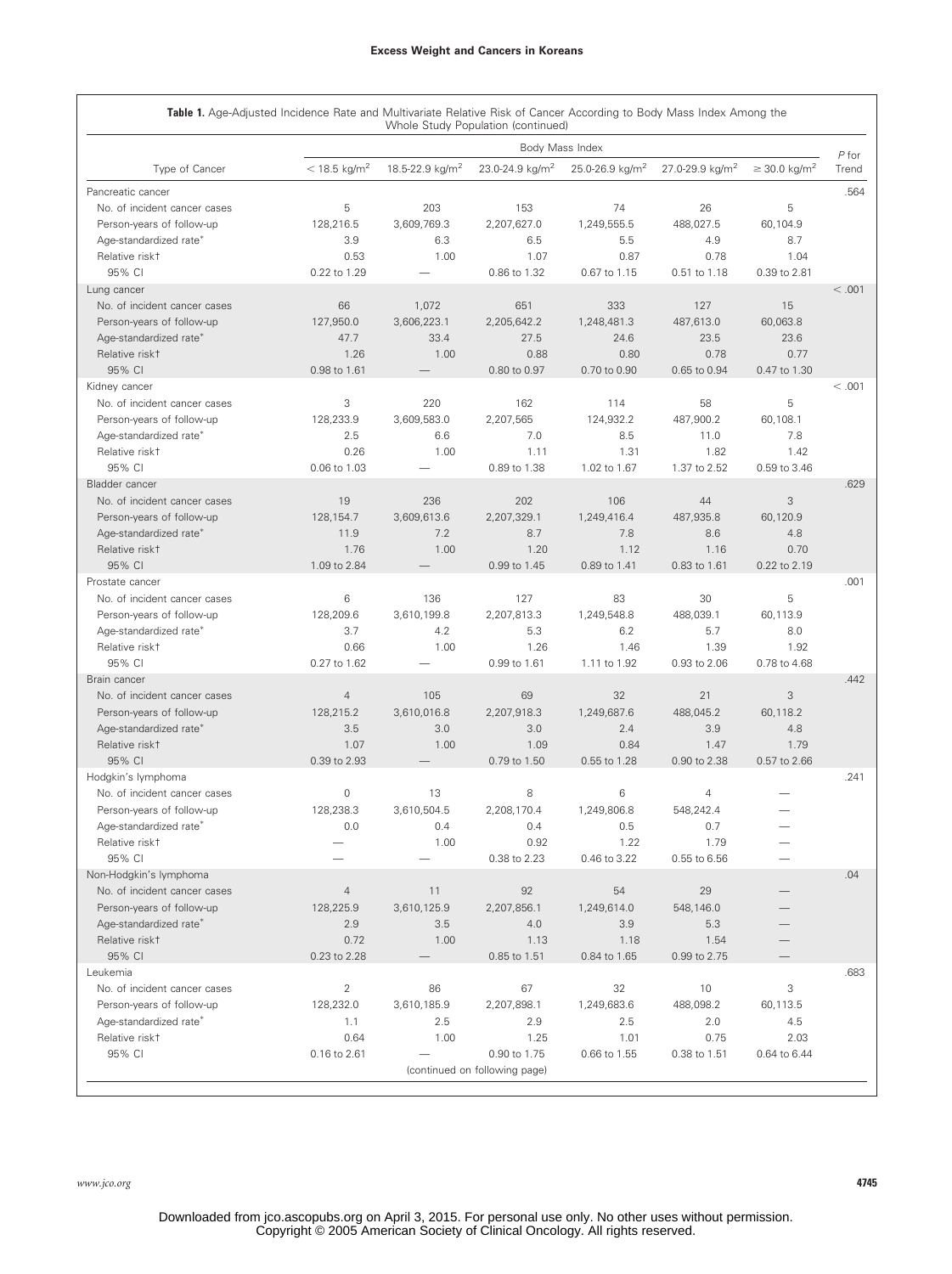**Table 1.** Age-Adjusted Incidence Rate and Multivariate Relative Risk of Cancer According to Body Mass Index Among the Whole Study Population (continued)

| Type of Cancer | Body Mass Index | | | | | | $P$ for Trend |
|---|---|---|---|---|---|---|---|
| | < 18.5 kg/m² | 18.5-22.9 kg/m² | 23.0-24.9 kg/m² | 25.0-26.9 kg/m² | 27.0-29.9 kg/m² | ≥ 30.0 kg/m² | |
| Pancreatic cancer | | | | | | | .564 |
| No. of incident cancer cases | 5 | 203 | 153 | 74 | 26 | 5 | |
| Person-years of follow-up | 128,216.5 | 3,609,769.3 | 2,207,627.0 | 1,249,555.5 | 488,027.5 | 60,104.9 | |
| Age-standardized rate* | 3.9 | 6.3 | 6.5 | 5.5 | 4.9 | 8.7 | |
| Relative risk† | 0.53 | 1.00 | 1.07 | 0.87 | 0.78 | 1.04 | |
| 95% CI | 0.22 to 1.29 | — | 0.86 to 1.32 | 0.67 to 1.15 | 0.51 to 1.18 | 0.39 to 2.81 | |
| Lung cancer | | | | | | | < .001 |
| No. of incident cancer cases | 66 | 1,072 | 651 | 333 | 127 | 15 | |
| Person-years of follow-up | 127,950.0 | 3,606,223.1 | 2,205,642.2 | 1,248,481.3 | 487,613.0 | 60,063.8 | |
| Age-standardized rate* | 47.7 | 33.4 | 27.5 | 24.6 | 23.5 | 23.6 | |
| Relative risk† | 1.26 | 1.00 | 0.88 | 0.80 | 0.78 | 0.77 | |
| 95% CI | 0.98 to 1.61 | — | 0.80 to 0.97 | 0.70 to 0.90 | 0.65 to 0.94 | 0.47 to 1.30 | |
| Kidney cancer | | | | | | | < .001 |
| No. of incident cancer cases | 3 | 220 | 162 | 114 | 58 | 5 | |
| Person-years of follow-up | 128,233.9 | 3,609,583.0 | 2,207,565 | 124,932.2 | 487,900.2 | 60,108.1 | |
| Age-standardized rate* | 2.5 | 6.6 | 7.0 | 8.5 | 11.0 | 7.8 | |
| Relative risk† | 0.26 | 1.00 | 1.11 | 1.31 | 1.82 | 1.42 | |
| 95% CI | 0.06 to 1.03 | — | 0.89 to 1.38 | 1.02 to 1.67 | 1.37 to 2.52 | 0.59 to 3.46 | |
| Bladder cancer | | | | | | | .629 |
| No. of incident cancer cases | 19 | 236 | 202 | 106 | 44 | 3 | |
| Person-years of follow-up | 128,154.7 | 3,609,613.6 | 2,207,329.1 | 1,249,416.4 | 487,935.8 | 60,120.9 | |
| Age-standardized rate* | 11.9 | 7.2 | 8.7 | 7.8 | 8.6 | 4.8 | |
| Relative risk† | 1.76 | 1.00 | 1.20 | 1.12 | 1.16 | 0.70 | |
| 95% CI | 1.09 to 2.84 | — | 0.99 to 1.45 | 0.89 to 1.41 | 0.83 to 1.61 | 0.22 to 2.19 | |
| Prostate cancer | | | | | | | .001 |
| No. of incident cancer cases | 6 | 136 | 127 | 83 | 30 | 5 | |
| Person-years of follow-up | 128,209.6 | 3,610,199.8 | 2,207,813.3 | 1,249,548.8 | 488,039.1 | 60,113.9 | |
| Age-standardized rate* | 3.7 | 4.2 | 5.3 | 6.2 | 5.7 | 8.0 | |
| Relative risk† | 0.66 | 1.00 | 1.26 | 1.46 | 1.39 | 1.92 | |
| 95% CI | 0.27 to 1.62 | — | 0.99 to 1.61 | 1.11 to 1.92 | 0.93 to 2.06 | 0.78 to 4.68 | |
| Brain cancer | | | | | | | .442 |
| No. of incident cancer cases | 4 | 105 | 69 | 32 | 21 | 3 | |
| Person-years of follow-up | 128,215.2 | 3,610,016.8 | 2,207,918.3 | 1,249,687.6 | 488,045.2 | 60,118.2 | |
| Age-standardized rate* | 3.5 | 3.0 | 3.0 | 2.4 | 3.9 | 4.8 | |
| Relative risk† | 1.07 | 1.00 | 1.09 | 0.84 | 1.47 | 1.79 | |
| 95% CI | 0.39 to 2.93 | — | 0.79 to 1.50 | 0.55 to 1.28 | 0.90 to 2.38 | 0.57 to 2.66 | |
| Hodgkin's lymphoma | | | | | | | .241 |
| No. of incident cancer cases | 0 | 13 | 8 | 6 | 4 | — | |
| Person-years of follow-up | 128,238.3 | 3,610,504.5 | 2,208,170.4 | 1,249,806.8 | 548,242.4 | — | |
| Age-standardized rate* | 0.0 | 0.4 | 0.4 | 0.5 | 0.7 | — | |
| Relative risk† | — | 1.00 | 0.92 | 1.22 | 1.79 | — | |
| 95% CI | — | — | 0.38 to 2.23 | 0.46 to 3.22 | 0.55 to 6.56 | — | |
| Non-Hodgkin's lymphoma | | | | | | | .04 |
| No. of incident cancer cases | 4 | 11 | 92 | 54 | 29 | — | |
| Person-years of follow-up | 128,225.9 | 3,610,125.9 | 2,207,856.1 | 1,249,614.0 | 548,146.0 | — | |
| Age-standardized rate* | 2.9 | 3.5 | 4.0 | 3.9 | 5.3 | — | |
| Relative risk† | 0.72 | 1.00 | 1.13 | 1.18 | 1.54 | — | |
| 95% CI | 0.23 to 2.28 | — | 0.85 to 1.51 | 0.84 to 1.65 | 0.99 to 2.75 | — | |
| Leukemia | | | | | | | .683 |
| No. of incident cancer cases | 2 | 86 | 67 | 32 | 10 | 3 | |
| Person-years of follow-up | 128,232.0 | 3,610,185.9 | 2,207,898.1 | 1,249,683.6 | 488,098.2 | 60,113.5 | |
| Age-standardized rate* | 1.1 | 2.5 | 2.9 | 2.5 | 2.0 | 4.5 | |
| Relative risk† | 0.64 | 1.00 | 1.25 | 1.01 | 0.75 | 2.03 | |
| 95% CI | 0.16 to 2.61 | — | 0.90 to 1.75 | 0.66 to 1.55 | 0.38 to 1.51 | 0.64 to 6.44 | |

(continued on following page)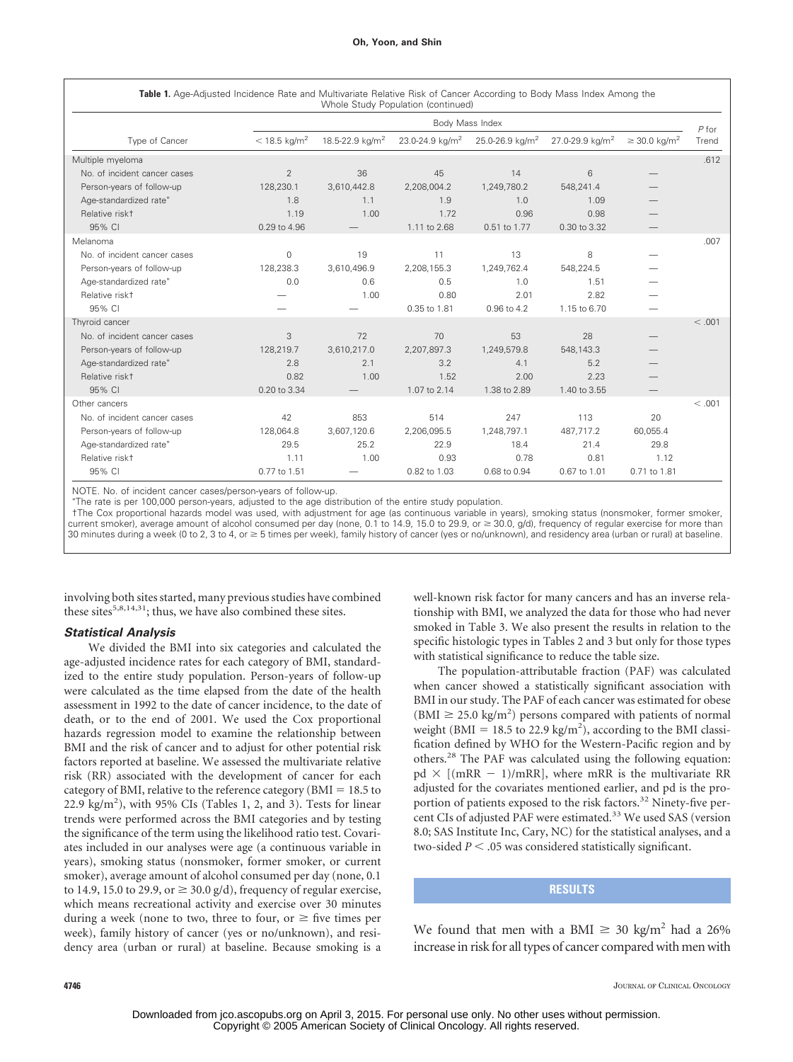**Table 1.** Age-Adjusted Incidence Rate and Multivariate Relative Risk of Cancer According to Body Mass Index Among the Whole Study Population (continued)

| Type of Cancer | Body Mass Index | | | | | | P for Trend |
|---|---|---|---|---|---|---|---|
| | < 18.5 kg/m² | 18.5-22.9 kg/m² | 23.0-24.9 kg/m² | 25.0-26.9 kg/m² | 27.0-29.9 kg/m² | ≥ 30.0 kg/m² | |
| Multiple myeloma | | | | | | | .612 |
| No. of incident cancer cases | 2 | 36 | 45 | 14 | 6 | — | |
| Person-years of follow-up | 128,230.1 | 3,610,442.8 | 2,208,004.2 | 1,249,780.2 | 548,241.4 | — | |
| Age-standardized rate* | 1.8 | 1.1 | 1.9 | 1.0 | 1.09 | — | |
| Relative risk† | 1.19 | 1.00 | 1.72 | 0.96 | 0.98 | — | |
| 95% CI | 0.29 to 4.96 | — | 1.11 to 2.68 | 0.51 to 1.77 | 0.30 to 3.32 | — | |
| Melanoma | | | | | | | .007 |
| No. of incident cancer cases | 0 | 19 | 11 | 13 | 8 | — | |
| Person-years of follow-up | 128,238.3 | 3,610,496.9 | 2,208,155.3 | 1,249,762.4 | 548,224.5 | — | |
| Age-standardized rate* | 0.0 | 0.6 | 0.5 | 1.0 | 1.51 | — | |
| Relative risk† | — | 1.00 | 0.80 | 2.01 | 2.82 | — | |
| 95% CI | — | — | 0.35 to 1.81 | 0.96 to 4.2 | 1.15 to 6.70 | — | |
| Thyroid cancer | | | | | | | < .001 |
| No. of incident cancer cases | 3 | 72 | 70 | 53 | 28 | — | |
| Person-years of follow-up | 128,219.7 | 3,610,217.0 | 2,207,897.3 | 1,249,579.8 | 548,143.3 | — | |
| Age-standardized rate* | 2.8 | 2.1 | 3.2 | 4.1 | 5.2 | — | |
| Relative risk† | 0.82 | 1.00 | 1.52 | 2.00 | 2.23 | — | |
| 95% CI | 0.20 to 3.34 | — | 1.07 to 2.14 | 1.38 to 2.89 | 1.40 to 3.55 | — | |
| Other cancers | | | | | | | < .001 |
| No. of incident cancer cases | 42 | 853 | 514 | 247 | 113 | 20 | |
| Person-years of follow-up | 128,064.8 | 3,607,120.6 | 2,206,095.5 | 1,248,797.1 | 487,717.2 | 60,055.4 | |
| Age-standardized rate* | 29.5 | 25.2 | 22.9 | 18.4 | 21.4 | 29.8 | |
| Relative risk† | 1.11 | 1.00 | 0.93 | 0.78 | 0.81 | 1.12 | |
| 95% CI | 0.77 to 1.51 | — | 0.82 to 1.03 | 0.68 to 0.94 | 0.67 to 1.01 | 0.71 to 1.81 | |

NOTE. No. of incident cancer cases/person-years of follow-up.

*The rate is per 100,000 person-years, adjusted to the age distribution of the entire study population.

†The Cox proportional hazards model was used, with adjustment for age (as continuous variable in years), smoking status (nonsmoker, former smoker, current smoker), average amount of alcohol consumed per day (none, 0.1 to 14.9, 15.0 to 29.9, or ≥ 30.0, g/d), frequency of regular exercise for more than 30 minutes during a week (0 to 2, 3 to 4, or ≥ 5 times per week), family history of cancer (yes or no/unknown), and residency area (urban or rural) at baseline.

involving both sites started, many previous studies have combined these sites[5,8,14,31]; thus, we have also combined these sites.

### *Statistical Analysis*

We divided the BMI into six categories and calculated the age-adjusted incidence rates for each category of BMI, standardized to the entire study population. Person-years of follow-up were calculated as the time elapsed from the date of the health assessment in 1992 to the date of cancer incidence, to the date of death, or to the end of 2001. We used the Cox proportional hazards regression model to examine the relationship between BMI and the risk of cancer and to adjust for other potential risk factors reported at baseline. We assessed the multivariate relative risk (RR) associated with the development of cancer for each category of BMI, relative to the reference category (BMI = 18.5 to 22.9 kg/m²), with 95% CIs (Tables 1, 2, and 3). Tests for linear trends were performed across the BMI categories and by testing the significance of the term using the likelihood ratio test. Covariates included in our analyses were age (a continuous variable in years), smoking status (nonsmoker, former smoker, or current smoker), average amount of alcohol consumed per day (none, 0.1 to 14.9, 15.0 to 29.9, or ≥ 30.0 g/d), frequency of regular exercise, which means recreational activity and exercise over 30 minutes during a week (none to two, three to four, or ≥ five times per week), family history of cancer (yes or no/unknown), and residency area (urban or rural) at baseline. Because smoking is a well-known risk factor for many cancers and has an inverse relationship with BMI, we analyzed the data for those who had never smoked in Table 3. We also present the results in relation to the specific histologic types in Tables 2 and 3 but only for those types with statistical significance to reduce the table size.

The population-attributable fraction (PAF) was calculated when cancer showed a statistically significant association with BMI in our study. The PAF of each cancer was estimated for obese (BMI ≥ 25.0 kg/m²) persons compared with patients of normal weight (BMI = 18.5 to 22.9 kg/m²), according to the BMI classification defined by WHO for the Western-Pacific region and by others.[28] The PAF was calculated using the following equation: $pd \times [(mRR - 1)/mRR]$, where mRR is the multivariate RR adjusted for the covariates mentioned earlier, and pd is the proportion of patients exposed to the risk factors.[32] Ninety-five percent CIs of adjusted PAF were estimated.[33] We used SAS (version 8.0; SAS Institute Inc, Cary, NC) for the statistical analyses, and a two-sided $P < .05$ was considered statistically significant.

## RESULTS

We found that men with a BMI ≥ 30 kg/m² had a 26% increase in risk for all types of cancer compared with men with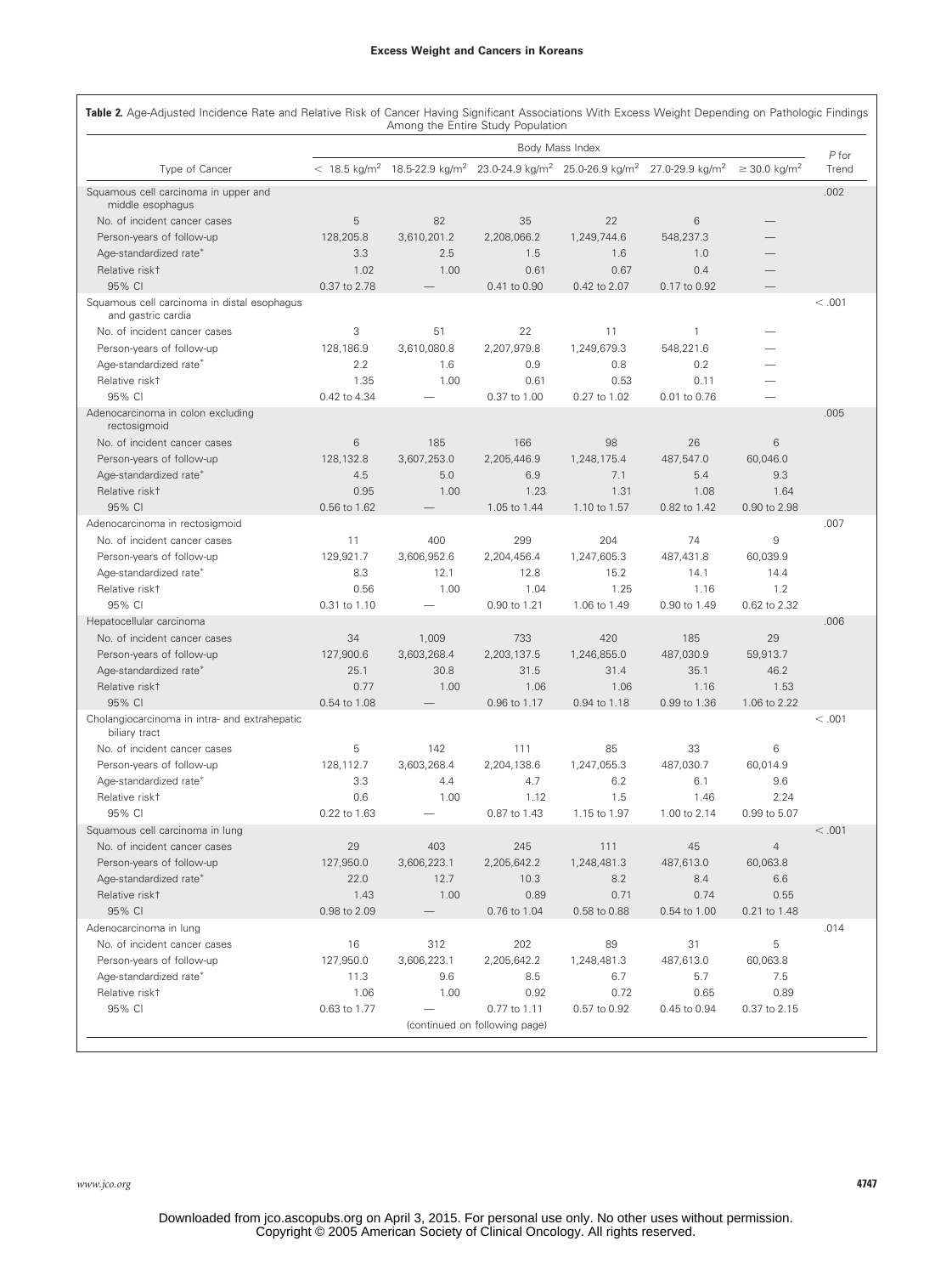**Table 2.** Age-Adjusted Incidence Rate and Relative Risk of Cancer Having Significant Associations With Excess Weight Depending on Pathologic Findings Among the Entire Study Population

| Type of Cancer | Body Mass Index | | | | | | *P* for Trend |
|---|---|---|---|---|---|---|---|
| | < 18.5 kg/m² | 18.5-22.9 kg/m² | 23.0-24.9 kg/m² | 25.0-26.9 kg/m² | 27.0-29.9 kg/m² | ≥ 30.0 kg/m² | |
| Squamous cell carcinoma in upper and middle esophagus | | | | | | | .002 |
| No. of incident cancer cases | 5 | 82 | 35 | 22 | 6 | — | |
| Person-years of follow-up | 128,205.8 | 3,610,201.2 | 2,208,066.2 | 1,249,744.6 | 548,237.3 | — | |
| Age-standardized rate* | 3.3 | 2.5 | 1.5 | 1.6 | 1.0 | — | |
| Relative risk† | 1.02 | 1.00 | 0.61 | 0.67 | 0.4 | — | |
| 95% CI | 0.37 to 2.78 | — | 0.41 to 0.90 | 0.42 to 2.07 | 0.17 to 0.92 | — | |
| Squamous cell carcinoma in distal esophagus and gastric cardia | | | | | | | < .001 |
| No. of incident cancer cases | 3 | 51 | 22 | 11 | 1 | — | |
| Person-years of follow-up | 128,186.9 | 3,610,080.8 | 2,207,979.8 | 1,249,679.3 | 548,221.6 | — | |
| Age-standardized rate* | 2.2 | 1.6 | 0.9 | 0.8 | 0.2 | — | |
| Relative risk† | 1.35 | 1.00 | 0.61 | 0.53 | 0.11 | — | |
| 95% CI | 0.42 to 4.34 | — | 0.37 to 1.00 | 0.27 to 1.02 | 0.01 to 0.76 | — | |
| Adenocarcinoma in colon excluding rectosigmoid | | | | | | | .005 |
| No. of incident cancer cases | 6 | 185 | 166 | 98 | 26 | 6 | |
| Person-years of follow-up | 128,132.8 | 3,607,253.0 | 2,205,446.9 | 1,248,175.4 | 487,547.0 | 60,046.0 | |
| Age-standardized rate* | 4.5 | 5.0 | 6.9 | 7.1 | 5.4 | 9.3 | |
| Relative risk† | 0.95 | 1.00 | 1.23 | 1.31 | 1.08 | 1.64 | |
| 95% CI | 0.56 to 1.62 | — | 1.05 to 1.44 | 1.10 to 1.57 | 0.82 to 1.42 | 0.90 to 2.98 | |
| Adenocarcinoma in rectosigmoid | | | | | | | .007 |
| No. of incident cancer cases | 11 | 400 | 299 | 204 | 74 | 9 | |
| Person-years of follow-up | 129,921.7 | 3,606,952.6 | 2,204,456.4 | 1,247,605.3 | 487,431.8 | 60,039.9 | |
| Age-standardized rate* | 8.3 | 12.1 | 12.8 | 15.2 | 14.1 | 14.4 | |
| Relative risk† | 0.56 | 1.00 | 1.04 | 1.25 | 1.16 | 1.2 | |
| 95% CI | 0.31 to 1.10 | — | 0.90 to 1.21 | 1.06 to 1.49 | 0.90 to 1.49 | 0.62 to 2.32 | |
| Hepatocellular carcinoma | | | | | | | .006 |
| No. of incident cancer cases | 34 | 1,009 | 733 | 420 | 185 | 29 | |
| Person-years of follow-up | 127,900.6 | 3,603,268.4 | 2,203,137.5 | 1,246,855.0 | 487,030.9 | 59,913.7 | |
| Age-standardized rate* | 25.1 | 30.8 | 31.5 | 31.4 | 35.1 | 46.2 | |
| Relative risk† | 0.77 | 1.00 | 1.06 | 1.06 | 1.16 | 1.53 | |
| 95% CI | 0.54 to 1.08 | — | 0.96 to 1.17 | 0.94 to 1.18 | 0.99 to 1.36 | 1.06 to 2.22 | |
| Cholangiocarcinoma in intra- and extrahepatic biliary tract | | | | | | | < .001 |
| No. of incident cancer cases | 5 | 142 | 111 | 85 | 33 | 6 | |
| Person-years of follow-up | 128,112.7 | 3,603,268.4 | 2,204,138.6 | 1,247,055.3 | 487,030.7 | 60,014.9 | |
| Age-standardized rate* | 3.3 | 4.4 | 4.7 | 6.2 | 6.1 | 9.6 | |
| Relative risk† | 0.6 | 1.00 | 1.12 | 1.5 | 1.46 | 2.24 | |
| 95% CI | 0.22 to 1.63 | — | 0.87 to 1.43 | 1.15 to 1.97 | 1.00 to 2.14 | 0.99 to 5.07 | |
| Squamous cell carcinoma in lung | | | | | | | < .001 |
| No. of incident cancer cases | 29 | 403 | 245 | 111 | 45 | 4 | |
| Person-years of follow-up | 127,950.0 | 3,606,223.1 | 2,205,642.2 | 1,248,481.3 | 487,613.0 | 60,063.8 | |
| Age-standardized rate* | 22.0 | 12.7 | 10.3 | 8.2 | 8.4 | 6.6 | |
| Relative risk† | 1.43 | 1.00 | 0.89 | 0.71 | 0.74 | 0.55 | |
| 95% CI | 0.98 to 2.09 | — | 0.76 to 1.04 | 0.58 to 0.88 | 0.54 to 1.00 | 0.21 to 1.48 | |
| Adenocarcinoma in lung | | | | | | | .014 |
| No. of incident cancer cases | 16 | 312 | 202 | 89 | 31 | 5 | |
| Person-years of follow-up | 127,950.0 | 3,606,223.1 | 2,205,642.2 | 1,248,481.3 | 487,613.0 | 60,063.8 | |
| Age-standardized rate* | 11.3 | 9.6 | 8.5 | 6.7 | 5.7 | 7.5 | |
| Relative risk† | 1.06 | 1.00 | 0.92 | 0.72 | 0.65 | 0.89 | |
| 95% CI | 0.63 to 1.77 | — | 0.77 to 1.11 | 0.57 to 0.92 | 0.45 to 0.94 | 0.37 to 2.15 | |

(continued on following page)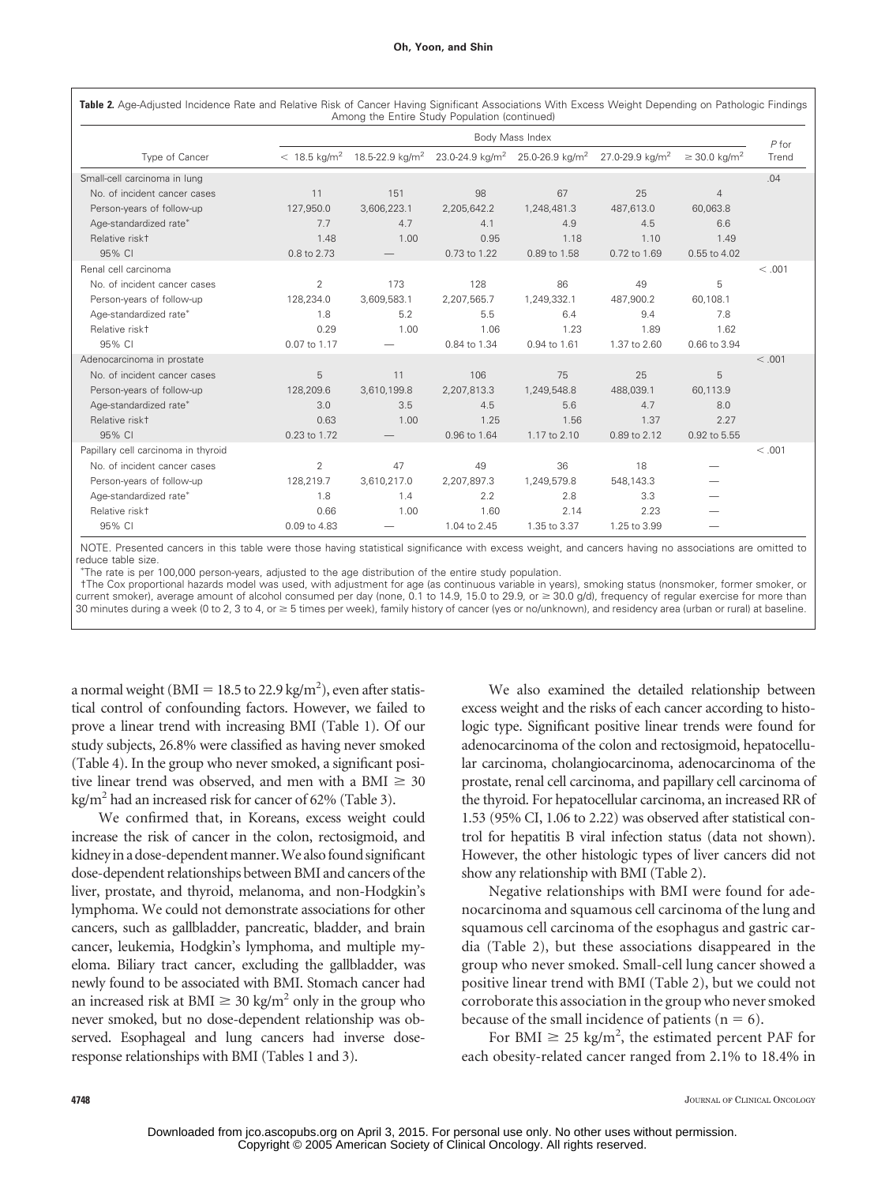**Table 2.** Age-Adjusted Incidence Rate and Relative Risk of Cancer Having Significant Associations With Excess Weight Depending on Pathologic Findings Among the Entire Study Population (continued)

| Type of Cancer | Body Mass Index | | | | | | P for Trend |
|---|---|---|---|---|---|---|---|
| | < 18.5 kg/m$^2$ | 18.5-22.9 kg/m$^2$ | 23.0-24.9 kg/m$^2$ | 25.0-26.9 kg/m$^2$ | 27.0-29.9 kg/m$^2$ | ≥ 30.0 kg/m$^2$ | |
| Small-cell carcinoma in lung | | | | | | | .04 |
| No. of incident cancer cases | 11 | 151 | 98 | 67 | 25 | 4 | |
| Person-years of follow-up | 127,950.0 | 3,606,223.1 | 2,205,642.2 | 1,248,481.3 | 487,613.0 | 60,063.8 | |
| Age-standardized rate* | 7.7 | 4.7 | 4.1 | 4.9 | 4.5 | 6.6 | |
| Relative risk† | 1.48 | 1.00 | 0.95 | 1.18 | 1.10 | 1.49 | |
| 95% CI | 0.8 to 2.73 | — | 0.73 to 1.22 | 0.89 to 1.58 | 0.72 to 1.69 | 0.55 to 4.02 | |
| Renal cell carcinoma | | | | | | | < .001 |
| No. of incident cancer cases | 2 | 173 | 128 | 86 | 49 | 5 | |
| Person-years of follow-up | 128,234.0 | 3,609,583.1 | 2,207,565.7 | 1,249,332.1 | 487,900.2 | 60,108.1 | |
| Age-standardized rate* | 1.8 | 5.2 | 5.5 | 6.4 | 9.4 | 7.8 | |
| Relative risk† | 0.29 | 1.00 | 1.06 | 1.23 | 1.89 | 1.62 | |
| 95% CI | 0.07 to 1.17 | — | 0.84 to 1.34 | 0.94 to 1.61 | 1.37 to 2.60 | 0.66 to 3.94 | |
| Adenocarcinoma in prostate | | | | | | | < .001 |
| No. of incident cancer cases | 5 | 11 | 106 | 75 | 25 | 5 | |
| Person-years of follow-up | 128,209.6 | 3,610,199.8 | 2,207,813.3 | 1,249,548.8 | 488,039.1 | 60,113.9 | |
| Age-standardized rate* | 3.0 | 3.5 | 4.5 | 5.6 | 4.7 | 8.0 | |
| Relative risk† | 0.63 | 1.00 | 1.25 | 1.56 | 1.37 | 2.27 | |
| 95% CI | 0.23 to 1.72 | — | 0.96 to 1.64 | 1.17 to 2.10 | 0.89 to 2.12 | 0.92 to 5.55 | |
| Papillary cell carcinoma in thyroid | | | | | | | < .001 |
| No. of incident cancer cases | 2 | 47 | 49 | 36 | 18 | — | |
| Person-years of follow-up | 128,219.7 | 3,610,217.0 | 2,207,897.3 | 1,249,579.8 | 548,143.3 | — | |
| Age-standardized rate* | 1.8 | 1.4 | 2.2 | 2.8 | 3.3 | — | |
| Relative risk† | 0.66 | 1.00 | 1.60 | 2.14 | 2.23 | — | |
| 95% CI | 0.09 to 4.83 | — | 1.04 to 2.45 | 1.35 to 3.37 | 1.25 to 3.99 | — | |

NOTE. Presented cancers in this table were those having statistical significance with excess weight, and cancers having no associations are omitted to reduce table size.

*The rate is per 100,000 person-years, adjusted to the age distribution of the entire study population.

†The Cox proportional hazards model was used, with adjustment for age (as continuous variable in years), smoking status (nonsmoker, former smoker, or current smoker), average amount of alcohol consumed per day (none, 0.1 to 14.9, 15.0 to 29.9, or ≥ 30.0 g/d), frequency of regular exercise for more than 30 minutes during a week (0 to 2, 3 to 4, or ≥ 5 times per week), family history of cancer (yes or no/unknown), and residency area (urban or rural) at baseline.

a normal weight (BMI = 18.5 to 22.9 kg/m$^2$), even after statistical control of confounding factors. However, we failed to prove a linear trend with increasing BMI (Table 1). Of our study subjects, 26.8% were classified as having never smoked (Table 4). In the group who never smoked, a significant positive linear trend was observed, and men with a BMI ≥ 30 kg/m$^2$ had an increased risk for cancer of 62% (Table 3).

We confirmed that, in Koreans, excess weight could increase the risk of cancer in the colon, rectosigmoid, and kidney in a dose-dependent manner. We also found significant dose-dependent relationships between BMI and cancers of the liver, prostate, and thyroid, melanoma, and non-Hodgkin's lymphoma. We could not demonstrate associations for other cancers, such as gallbladder, pancreatic, bladder, and brain cancer, leukemia, Hodgkin's lymphoma, and multiple myeloma. Biliary tract cancer, excluding the gallbladder, was newly found to be associated with BMI. Stomach cancer had an increased risk at BMI ≥ 30 kg/m$^2$ only in the group who never smoked, but no dose-dependent relationship was observed. Esophageal and lung cancers had inverse dose-response relationships with BMI (Tables 1 and 3).

We also examined the detailed relationship between excess weight and the risks of each cancer according to histologic type. Significant positive linear trends were found for adenocarcinoma of the colon and rectosigmoid, hepatocellular carcinoma, cholangiocarcinoma, adenocarcinoma of the prostate, renal cell carcinoma, and papillary cell carcinoma of the thyroid. For hepatocellular carcinoma, an increased RR of 1.53 (95% CI, 1.06 to 2.22) was observed after statistical control for hepatitis B viral infection status (data not shown). However, the other histologic types of liver cancers did not show any relationship with BMI (Table 2).

Negative relationships with BMI were found for adenocarcinoma and squamous cell carcinoma of the lung and squamous cell carcinoma of the esophagus and gastric cardia (Table 2), but these associations disappeared in the group who never smoked. Small-cell lung cancer showed a positive linear trend with BMI (Table 2), but we could not corroborate this association in the group who never smoked because of the small incidence of patients (n = 6).

For BMI ≥ 25 kg/m$^2$, the estimated percent PAF for each obesity-related cancer ranged from 2.1% to 18.4% in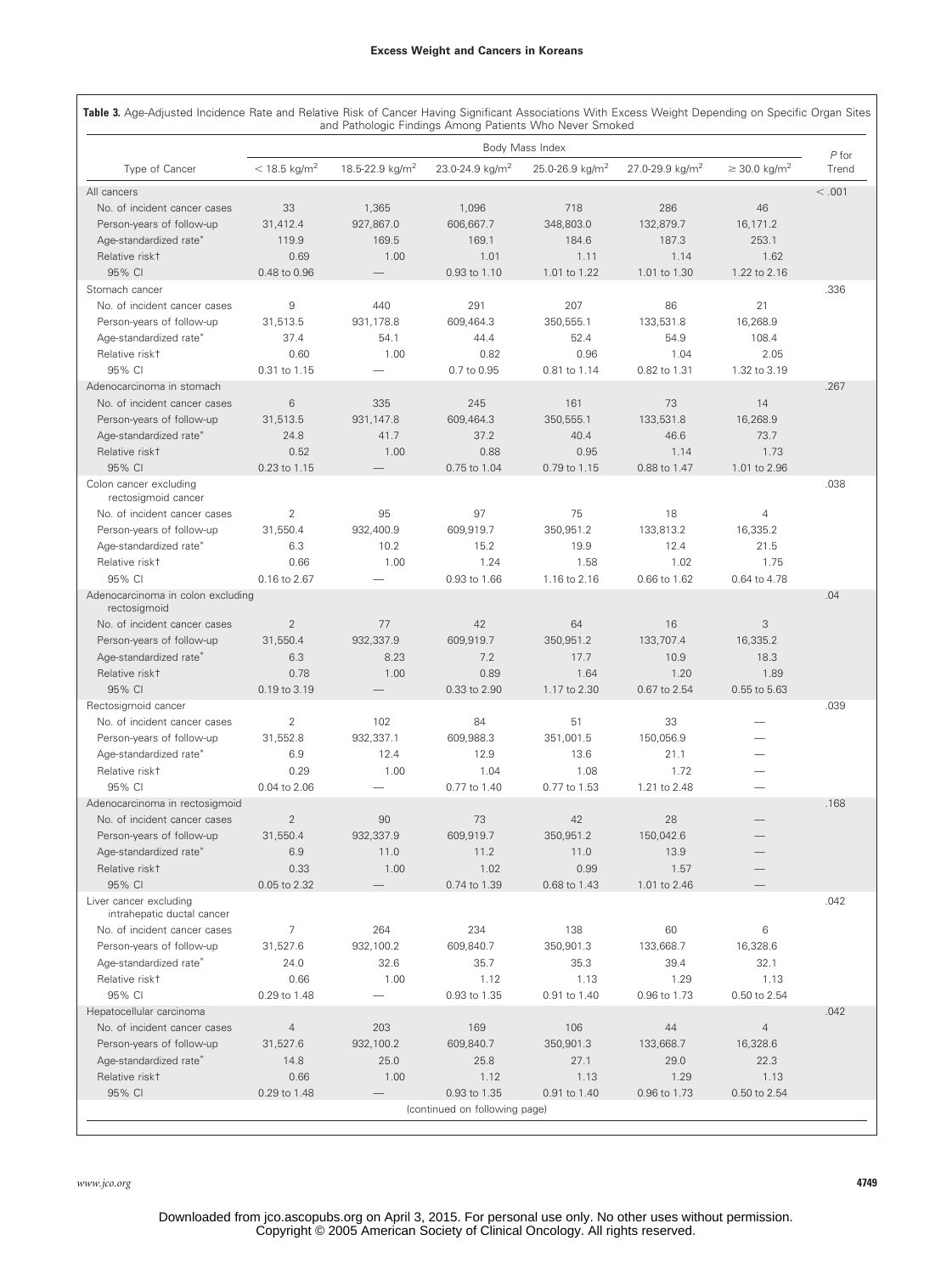**Table 3.** Age-Adjusted Incidence Rate and Relative Risk of Cancer Having Significant Associations With Excess Weight Depending on Specific Organ Sites and Pathologic Findings Among Patients Who Never Smoked

| Type of Cancer | Body Mass Index | | | | | | *P* for Trend |
|---|---|---|---|---|---|---|---|
| | < 18.5 kg/m² | 18.5-22.9 kg/m² | 23.0-24.9 kg/m² | 25.0-26.9 kg/m² | 27.0-29.9 kg/m² | ≥ 30.0 kg/m² | |
| All cancers | | | | | | | < .001 |
| No. of incident cancer cases | 33 | 1,365 | 1,096 | 718 | 286 | 46 | |
| Person-years of follow-up | 31,412.4 | 927,867.0 | 606,667.7 | 348,803.0 | 132,879.7 | 16,171.2 | |
| Age-standardized rate* | 119.9 | 169.5 | 169.1 | 184.6 | 187.3 | 253.1 | |
| Relative risk† | 0.69 | 1.00 | 1.01 | 1.11 | 1.14 | 1.62 | |
| 95% CI | 0.48 to 0.96 | — | 0.93 to 1.10 | 1.01 to 1.22 | 1.01 to 1.30 | 1.22 to 2.16 | |
| Stomach cancer | | | | | | | .336 |
| No. of incident cancer cases | 9 | 440 | 291 | 207 | 86 | 21 | |
| Person-years of follow-up | 31,513.5 | 931,178.8 | 609,464.3 | 350,555.1 | 133,531.8 | 16,268.9 | |
| Age-standardized rate* | 37.4 | 54.1 | 44.4 | 52.4 | 54.9 | 108.4 | |
| Relative risk† | 0.60 | 1.00 | 0.82 | 0.96 | 1.04 | 2.05 | |
| 95% CI | 0.31 to 1.15 | — | 0.7 to 0.95 | 0.81 to 1.14 | 0.82 to 1.31 | 1.32 to 3.19 | |
| Adenocarcinoma in stomach | | | | | | | .267 |
| No. of incident cancer cases | 6 | 335 | 245 | 161 | 73 | 14 | |
| Person-years of follow-up | 31,513.5 | 931,147.8 | 609,464.3 | 350,555.1 | 133,531.8 | 16,268.9 | |
| Age-standardized rate* | 24.8 | 41.7 | 37.2 | 40.4 | 46.6 | 73.7 | |
| Relative risk† | 0.52 | 1.00 | 0.88 | 0.95 | 1.14 | 1.73 | |
| 95% CI | 0.23 to 1.15 | — | 0.75 to 1.04 | 0.79 to 1.15 | 0.88 to 1.47 | 1.01 to 2.96 | |
| Colon cancer excluding rectosigmoid cancer | | | | | | | .038 |
| No. of incident cancer cases | 2 | 95 | 97 | 75 | 18 | 4 | |
| Person-years of follow-up | 31,550.4 | 932,400.9 | 609,919.7 | 350,951.2 | 133,813.2 | 16,335.2 | |
| Age-standardized rate* | 6.3 | 10.2 | 15.2 | 19.9 | 12.4 | 21.5 | |
| Relative risk† | 0.66 | 1.00 | 1.24 | 1.58 | 1.02 | 1.75 | |
| 95% CI | 0.16 to 2.67 | — | 0.93 to 1.66 | 1.16 to 2.16 | 0.66 to 1.62 | 0.64 to 4.78 | |
| Adenocarcinoma in colon excluding rectosigmoid | | | | | | | .04 |
| No. of incident cancer cases | 2 | 77 | 42 | 64 | 16 | 3 | |
| Person-years of follow-up | 31,550.4 | 932,337.9 | 609,919.7 | 350,951.2 | 133,707.4 | 16,335.2 | |
| Age-standardized rate* | 6.3 | 8.23 | 7.2 | 17.7 | 10.9 | 18.3 | |
| Relative risk† | 0.78 | 1.00 | 0.89 | 1.64 | 1.20 | 1.89 | |
| 95% CI | 0.19 to 3.19 | — | 0.33 to 2.90 | 1.17 to 2.30 | 0.67 to 2.54 | 0.55 to 5.63 | |
| Rectosigmoid cancer | | | | | | | .039 |
| No. of incident cancer cases | 2 | 102 | 84 | 51 | 33 | — | |
| Person-years of follow-up | 31,552.8 | 932,337.1 | 609,988.3 | 351,001.5 | 150,056.9 | — | |
| Age-standardized rate* | 6.9 | 12.4 | 12.9 | 13.6 | 21.1 | — | |
| Relative risk† | 0.29 | 1.00 | 1.04 | 1.08 | 1.72 | — | |
| 95% CI | 0.04 to 2.06 | — | 0.77 to 1.40 | 0.77 to 1.53 | 1.21 to 2.48 | — | |
| Adenocarcinoma in rectosigmoid | | | | | | | .168 |
| No. of incident cancer cases | 2 | 90 | 73 | 42 | 28 | — | |
| Person-years of follow-up | 31,550.4 | 932,337.9 | 609,919.7 | 350,951.2 | 150,042.6 | — | |
| Age-standardized rate* | 6.9 | 11.0 | 11.2 | 11.0 | 13.9 | — | |
| Relative risk† | 0.33 | 1.00 | 1.02 | 0.99 | 1.57 | — | |
| 95% CI | 0.05 to 2.32 | — | 0.74 to 1.39 | 0.68 to 1.43 | 1.01 to 2.46 | — | |
| Liver cancer excluding intrahepatic ductal cancer | | | | | | | .042 |
| No. of incident cancer cases | 7 | 264 | 234 | 138 | 60 | 6 | |
| Person-years of follow-up | 31,527.6 | 932,100.2 | 609,840.7 | 350,901.3 | 133,668.7 | 16,328.6 | |
| Age-standardized rate* | 24.0 | 32.6 | 35.7 | 35.3 | 39.4 | 32.1 | |
| Relative risk† | 0.66 | 1.00 | 1.12 | 1.13 | 1.29 | 1.13 | |
| 95% CI | 0.29 to 1.48 | — | 0.93 to 1.35 | 0.91 to 1.40 | 0.96 to 1.73 | 0.50 to 2.54 | |
| Hepatocellular carcinoma | | | | | | | .042 |
| No. of incident cancer cases | 4 | 203 | 169 | 106 | 44 | 4 | |
| Person-years of follow-up | 31,527.6 | 932,100.2 | 609,840.7 | 350,901.3 | 133,668.7 | 16,328.6 | |
| Age-standardized rate* | 14.8 | 25.0 | 25.8 | 27.1 | 29.0 | 22.3 | |
| Relative risk† | 0.66 | 1.00 | 1.12 | 1.13 | 1.29 | 1.13 | |
| 95% CI | 0.29 to 1.48 | — | 0.93 to 1.35 | 0.91 to 1.40 | 0.96 to 1.73 | 0.50 to 2.54 | |

(continued on following page)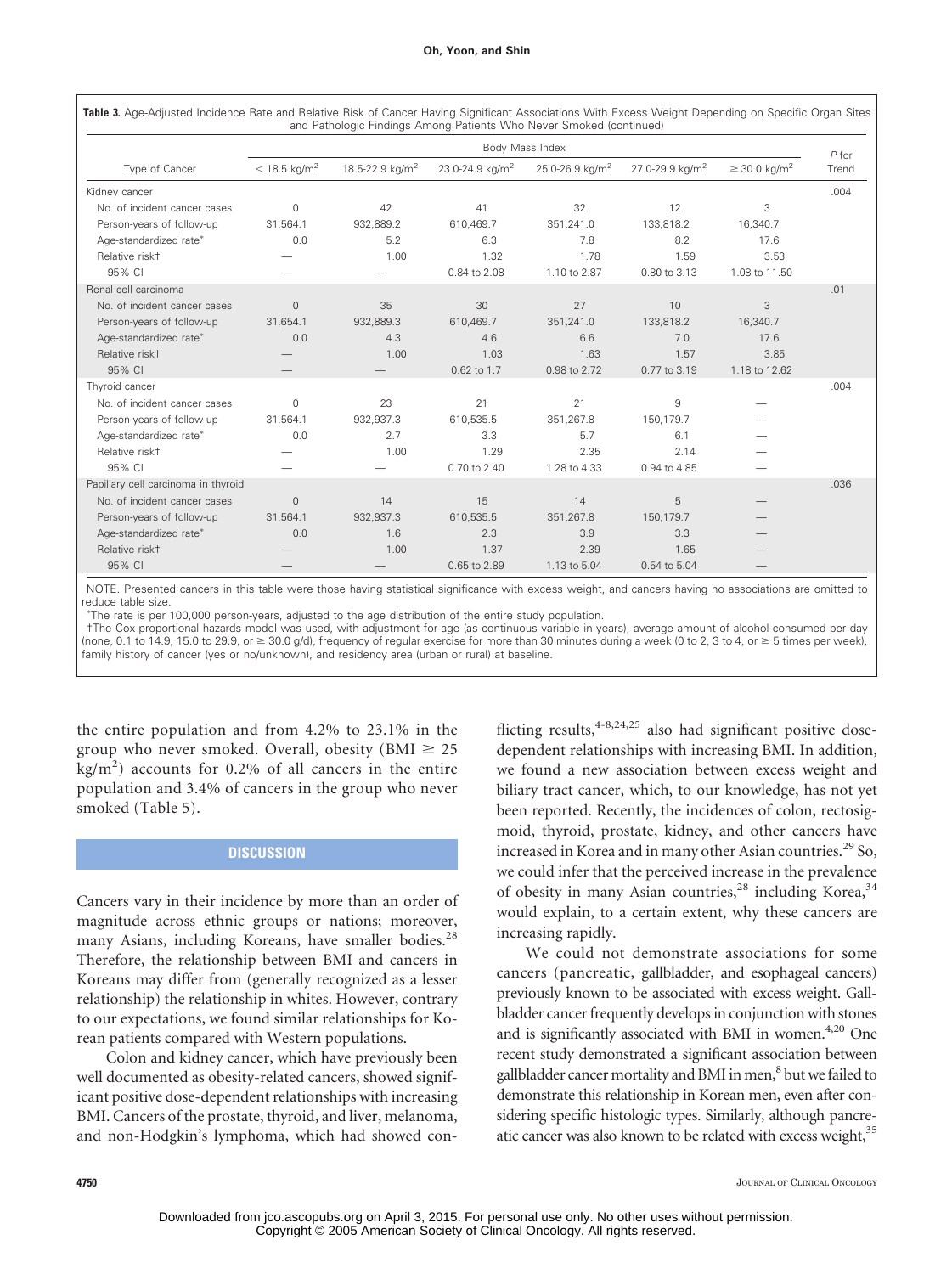**Table 3.** Age-Adjusted Incidence Rate and Relative Risk of Cancer Having Significant Associations With Excess Weight Depending on Specific Organ Sites and Pathologic Findings Among Patients Who Never Smoked (continued)

| Type of Cancer | Body Mass Index | | | | | | *P* for Trend |
|---|---|---|---|---|---|---|---|
| | < 18.5 kg/m² | 18.5-22.9 kg/m² | 23.0-24.9 kg/m² | 25.0-26.9 kg/m² | 27.0-29.9 kg/m² | ≥ 30.0 kg/m² | |
| Kidney cancer | | | | | | | .004 |
| No. of incident cancer cases | 0 | 42 | 41 | 32 | 12 | 3 | |
| Person-years of follow-up | 31,564.1 | 932,889.2 | 610,469.7 | 351,241.0 | 133,818.2 | 16,340.7 | |
| Age-standardized rate* | 0.0 | 5.2 | 6.3 | 7.8 | 8.2 | 17.6 | |
| Relative risk† | — | 1.00 | 1.32 | 1.78 | 1.59 | 3.53 | |
| 95% CI | — | — | 0.84 to 2.08 | 1.10 to 2.87 | 0.80 to 3.13 | 1.08 to 11.50 | |
| Renal cell carcinoma | | | | | | | .01 |
| No. of incident cancer cases | 0 | 35 | 30 | 27 | 10 | 3 | |
| Person-years of follow-up | 31,654.1 | 932,889.3 | 610,469.7 | 351,241.0 | 133,818.2 | 16,340.7 | |
| Age-standardized rate* | 0.0 | 4.3 | 4.6 | 6.6 | 7.0 | 17.6 | |
| Relative risk† | — | 1.00 | 1.03 | 1.63 | 1.57 | 3.85 | |
| 95% CI | — | — | 0.62 to 1.7 | 0.98 to 2.72 | 0.77 to 3.19 | 1.18 to 12.62 | |
| Thyroid cancer | | | | | | | .004 |
| No. of incident cancer cases | 0 | 23 | 21 | 21 | 9 | — | |
| Person-years of follow-up | 31,564.1 | 932,937.3 | 610,535.5 | 351,267.8 | 150,179.7 | — | |
| Age-standardized rate* | 0.0 | 2.7 | 3.3 | 5.7 | 6.1 | — | |
| Relative risk† | — | 1.00 | 1.29 | 2.35 | 2.14 | — | |
| 95% CI | — | — | 0.70 to 2.40 | 1.28 to 4.33 | 0.94 to 4.85 | — | |
| Papillary cell carcinoma in thyroid | | | | | | | .036 |
| No. of incident cancer cases | 0 | 14 | 15 | 14 | 5 | — | |
| Person-years of follow-up | 31,564.1 | 932,937.3 | 610,535.5 | 351,267.8 | 150,179.7 | — | |
| Age-standardized rate* | 0.0 | 1.6 | 2.3 | 3.9 | 3.3 | — | |
| Relative risk† | — | 1.00 | 1.37 | 2.39 | 1.65 | — | |
| 95% CI | — | — | 0.65 to 2.89 | 1.13 to 5.04 | 0.54 to 5.04 | — | |

NOTE. Presented cancers in this table were those having statistical significance with excess weight, and cancers having no associations are omitted to reduce table size.

*The rate is per 100,000 person-years, adjusted to the age distribution of the entire study population.

†The Cox proportional hazards model was used, with adjustment for age (as continuous variable in years), average amount of alcohol consumed per day (none, 0.1 to 14.9, 15.0 to 29.9, or ≥ 30.0 g/d), frequency of regular exercise for more than 30 minutes during a week (0 to 2, 3 to 4, or ≥ 5 times per week), family history of cancer (yes or no/unknown), and residency area (urban or rural) at baseline.

the entire population and from 4.2% to 23.1% in the group who never smoked. Overall, obesity (BMI ≥ 25 $kg/m^2$) accounts for 0.2% of all cancers in the entire population and 3.4% of cancers in the group who never smoked (Table 5).

## DISCUSSION

Cancers vary in their incidence by more than an order of magnitude across ethnic groups or nations; moreover, many Asians, including Koreans, have smaller bodies.[28] Therefore, the relationship between BMI and cancers in Koreans may differ from (generally recognized as a lesser relationship) the relationship in whites. However, contrary to our expectations, we found similar relationships for Korean patients compared with Western populations.

Colon and kidney cancer, which have previously been well documented as obesity-related cancers, showed significant positive dose-dependent relationships with increasing BMI. Cancers of the prostate, thyroid, and liver, melanoma, and non-Hodgkin's lymphoma, which had showed conflicting results,[4-8,24,25] also had significant positive dose-dependent relationships with increasing BMI. In addition, we found a new association between excess weight and biliary tract cancer, which, to our knowledge, has not yet been reported. Recently, the incidences of colon, rectosigmoid, thyroid, prostate, kidney, and other cancers have increased in Korea and in many other Asian countries.[29] So, we could infer that the perceived increase in the prevalence of obesity in many Asian countries,[28] including Korea,[34] would explain, to a certain extent, why these cancers are increasing rapidly.

We could not demonstrate associations for some cancers (pancreatic, gallbladder, and esophageal cancers) previously known to be associated with excess weight. Gallbladder cancer frequently develops in conjunction with stones and is significantly associated with BMI in women.[4,20] One recent study demonstrated a significant association between gallbladder cancer mortality and BMI in men,[8] but we failed to demonstrate this relationship in Korean men, even after considering specific histologic types. Similarly, although pancreatic cancer was also known to be related with excess weight,[35]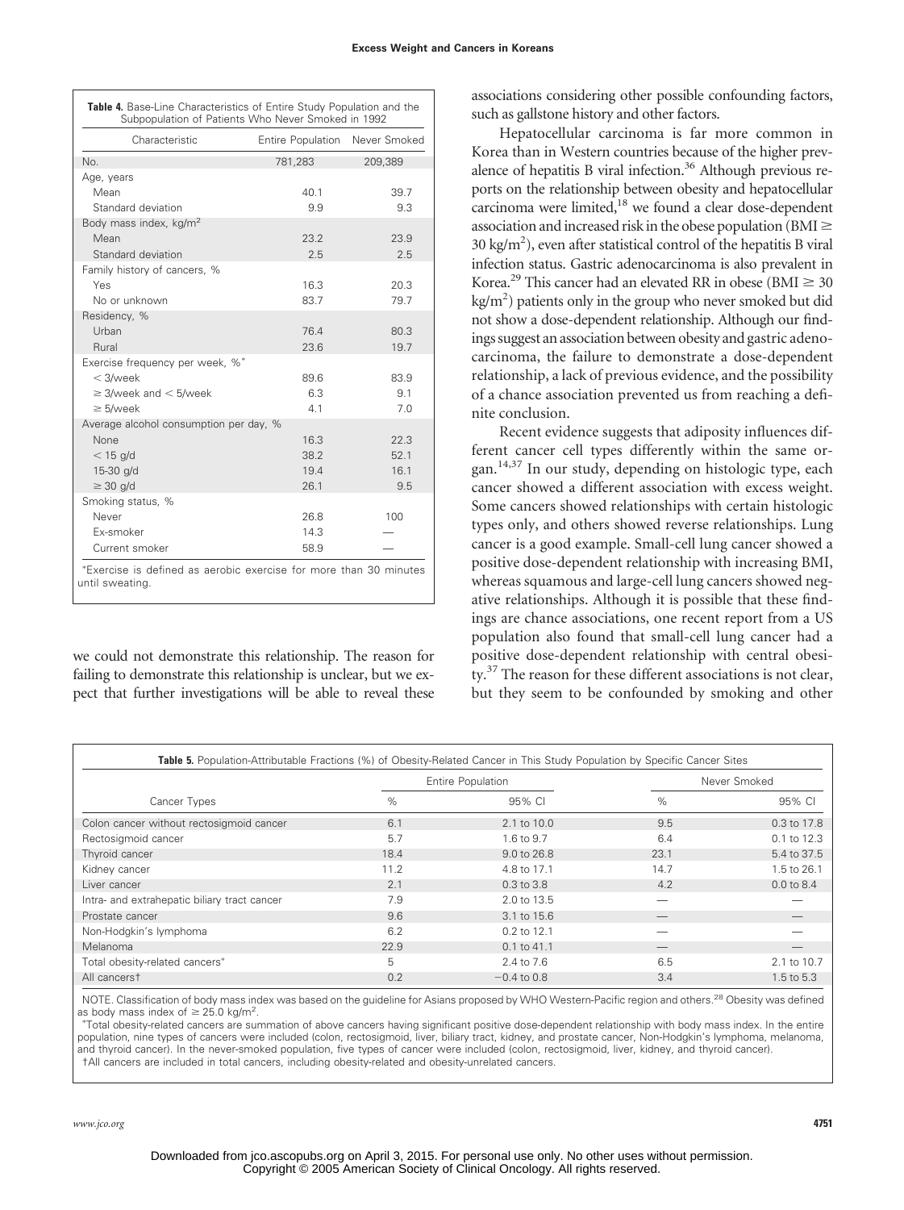**Table 4.** Base-Line Characteristics of Entire Study Population and the Subpopulation of Patients Who Never Smoked in 1992

| Characteristic | Entire Population | Never Smoked |
|---|---|---|
| No. | 781,283 | 209,389 |
| Age, years | | |
| Mean | 40.1 | 39.7 |
| Standard deviation | 9.9 | 9.3 |
| Body mass index, kg/m$^2$ | | |
| Mean | 23.2 | 23.9 |
| Standard deviation | 2.5 | 2.5 |
| Family history of cancers, % | | |
| Yes | 16.3 | 20.3 |
| No or unknown | 83.7 | 79.7 |
| Residency, % | | |
| Urban | 76.4 | 80.3 |
| Rural | 23.6 | 19.7 |
| Exercise frequency per week, %* | | |
| < 3/week | 89.6 | 83.9 |
| ≥ 3/week and < 5/week | 6.3 | 9.1 |
| ≥ 5/week | 4.1 | 7.0 |
| Average alcohol consumption per day, % | | |
| None | 16.3 | 22.3 |
| < 15 g/d | 38.2 | 52.1 |
| 15-30 g/d | 19.4 | 16.1 |
| ≥ 30 g/d | 26.1 | 9.5 |
| Smoking status, % | | |
| Never | 26.8 | 100 |
| Ex-smoker | 14.3 | — |
| Current smoker | 58.9 | — |

*Exercise is defined as aerobic exercise for more than 30 minutes until sweating.

we could not demonstrate this relationship. The reason for failing to demonstrate this relationship is unclear, but we expect that further investigations will be able to reveal these associations considering other possible confounding factors, such as gallstone history and other factors.

Hepatocellular carcinoma is far more common in Korea than in Western countries because of the higher prevalence of hepatitis B viral infection.[36] Although previous reports on the relationship between obesity and hepatocellular carcinoma were limited,[18] we found a clear dose-dependent association and increased risk in the obese population (BMI ≥ 30 kg/m$^2$), even after statistical control of the hepatitis B viral infection status. Gastric adenocarcinoma is also prevalent in Korea.[29] This cancer had an elevated RR in obese (BMI ≥ 30 kg/m$^2$) patients only in the group who never smoked but did not show a dose-dependent relationship. Although our findings suggest an association between obesity and gastric adenocarcinoma, the failure to demonstrate a dose-dependent relationship, a lack of previous evidence, and the possibility of a chance association prevented us from reaching a definite conclusion.

Recent evidence suggests that adiposity influences different cancer cell types differently within the same organ.[14,37] In our study, depending on histologic type, each cancer showed a different association with excess weight. Some cancers showed relationships with certain histologic types only, and others showed reverse relationships. Lung cancer is a good example. Small-cell lung cancer showed a positive dose-dependent relationship with increasing BMI, whereas squamous and large-cell lung cancers showed negative relationships. Although it is possible that these findings are chance associations, one recent report from a US population also found that small-cell lung cancer had a positive dose-dependent relationship with central obesity.[37] The reason for these different associations is not clear, but they seem to be confounded by smoking and other

**Table 5.** Population-Attributable Fractions (%) of Obesity-Related Cancer in This Study Population by Specific Cancer Sites

| Cancer Types | Entire Population | | Never Smoked | |
|---|---|---|---|---|
| | % | 95% CI | % | 95% CI |
| Colon cancer without rectosigmoid cancer | 6.1 | 2.1 to 10.0 | 9.5 | 0.3 to 17.8 |
| Rectosigmoid cancer | 5.7 | 1.6 to 9.7 | 6.4 | 0.1 to 12.3 |
| Thyroid cancer | 18.4 | 9.0 to 26.8 | 23.1 | 5.4 to 37.5 |
| Kidney cancer | 11.2 | 4.8 to 17.1 | 14.7 | 1.5 to 26.1 |
| Liver cancer | 2.1 | 0.3 to 3.8 | 4.2 | 0.0 to 8.4 |
| Intra- and extrahepatic biliary tract cancer | 7.9 | 2.0 to 13.5 | — | — |
| Prostate cancer | 9.6 | 3.1 to 15.6 | — | — |
| Non-Hodgkin's lymphoma | 6.2 | 0.2 to 12.1 | — | — |
| Melanoma | 22.9 | 0.1 to 41.1 | — | — |
| Total obesity-related cancers* | 5 | 2.4 to 7.6 | 6.5 | 2.1 to 10.7 |
| All cancers† | 0.2 | −0.4 to 0.8 | 3.4 | 1.5 to 5.3 |

NOTE. Classification of body mass index was based on the guideline for Asians proposed by WHO Western-Pacific region and others.[28] Obesity was defined as body mass index of ≥ 25.0 kg/m$^2$.

*Total obesity-related cancers are summation of above cancers having significant positive dose-dependent relationship with body mass index. In the entire population, nine types of cancers were included (colon, rectosigmoid, liver, biliary tract, kidney, and prostate cancer, Non-Hodgkin's lymphoma, melanoma, and thyroid cancer). In the never-smoked population, five types of cancer were included (colon, rectosigmoid, liver, kidney, and thyroid cancer).

†All cancers are included in total cancers, including obesity-related and obesity-unrelated cancers.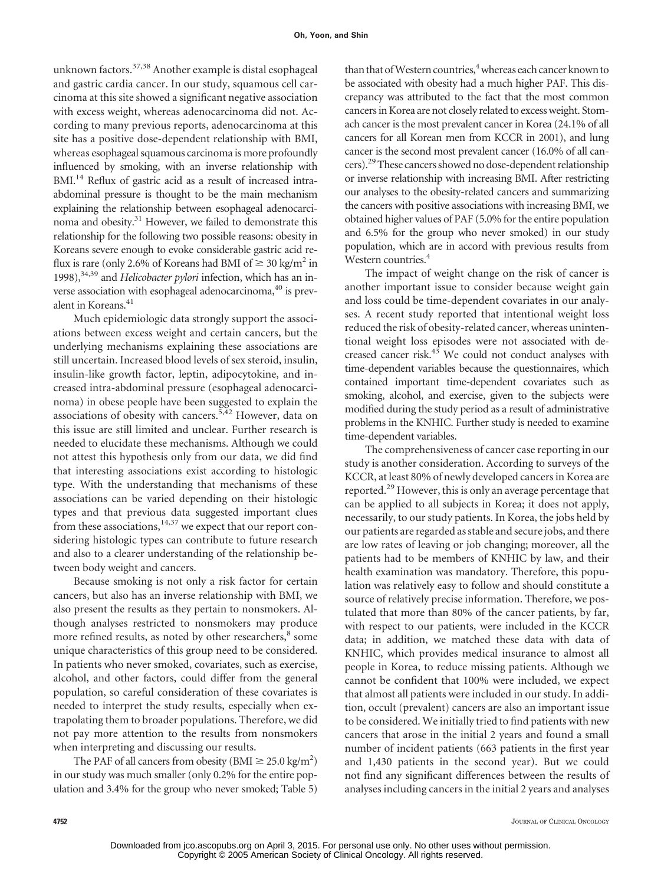unknown factors.[37,38] Another example is distal esophageal and gastric cardia cancer. In our study, squamous cell carcinoma at this site showed a significant negative association with excess weight, whereas adenocarcinoma did not. According to many previous reports, adenocarcinoma at this site has a positive dose-dependent relationship with BMI, whereas esophageal squamous carcinoma is more profoundly influenced by smoking, with an inverse relationship with BMI.[14] Reflux of gastric acid as a result of increased intra-abdominal pressure is thought to be the main mechanism explaining the relationship between esophageal adenocarcinoma and obesity.[31] However, we failed to demonstrate this relationship for the following two possible reasons: obesity in Koreans severe enough to evoke considerable gastric acid reflux is rare (only 2.6% of Koreans had BMI of $\geq 30$ kg/m$^2$ in 1998),[34,39] and *Helicobacter pylori* infection, which has an inverse association with esophageal adenocarcinoma,[40] is prevalent in Koreans.[41]

Much epidemiologic data strongly support the associations between excess weight and certain cancers, but the underlying mechanisms explaining these associations are still uncertain. Increased blood levels of sex steroid, insulin, insulin-like growth factor, leptin, adipocytokine, and increased intra-abdominal pressure (esophageal adenocarcinoma) in obese people have been suggested to explain the associations of obesity with cancers.[5,42] However, data on this issue are still limited and unclear. Further research is needed to elucidate these mechanisms. Although we could not attest this hypothesis only from our data, we did find that interesting associations exist according to histologic type. With the understanding that mechanisms of these associations can be varied depending on their histologic types and that previous data suggested important clues from these associations,[14,37] we expect that our report considering histologic types can contribute to future research and also to a clearer understanding of the relationship between body weight and cancers.

Because smoking is not only a risk factor for certain cancers, but also has an inverse relationship with BMI, we also present the results as they pertain to nonsmokers. Although analyses restricted to nonsmokers may produce more refined results, as noted by other researchers,[8] some unique characteristics of this group need to be considered. In patients who never smoked, covariates, such as exercise, alcohol, and other factors, could differ from the general population, so careful consideration of these covariates is needed to interpret the study results, especially when extrapolating them to broader populations. Therefore, we did not pay more attention to the results from nonsmokers when interpreting and discussing our results.

The PAF of all cancers from obesity (BMI $\geq 25.0$ kg/m$^2$) in our study was much smaller (only 0.2% for the entire population and 3.4% for the group who never smoked; Table 5) than that of Western countries,[4] whereas each cancer known to be associated with obesity had a much higher PAF. This discrepancy was attributed to the fact that the most common cancers in Korea are not closely related to excess weight. Stomach cancer is the most prevalent cancer in Korea (24.1% of all cancers for all Korean men from KCCR in 2001), and lung cancer is the second most prevalent cancer (16.0% of all cancers).[29] These cancers showed no dose-dependent relationship or inverse relationship with increasing BMI. After restricting our analyses to the obesity-related cancers and summarizing the cancers with positive associations with increasing BMI, we obtained higher values of PAF (5.0% for the entire population and 6.5% for the group who never smoked) in our study population, which are in accord with previous results from Western countries.[4]

The impact of weight change on the risk of cancer is another important issue to consider because weight gain and loss could be time-dependent covariates in our analyses. A recent study reported that intentional weight loss reduced the risk of obesity-related cancer, whereas unintentional weight loss episodes were not associated with decreased cancer risk.[43] We could not conduct analyses with time-dependent variables because the questionnaires, which contained important time-dependent covariates such as smoking, alcohol, and exercise, given to the subjects were modified during the study period as a result of administrative problems in the KNHIC. Further study is needed to examine time-dependent variables.

The comprehensiveness of cancer case reporting in our study is another consideration. According to surveys of the KCCR, at least 80% of newly developed cancers in Korea are reported.[29] However, this is only an average percentage that can be applied to all subjects in Korea; it does not apply, necessarily, to our study patients. In Korea, the jobs held by our patients are regarded as stable and secure jobs, and there are low rates of leaving or job changing; moreover, all the patients had to be members of KNHIC by law, and their health examination was mandatory. Therefore, this population was relatively easy to follow and should constitute a source of relatively precise information. Therefore, we postulated that more than 80% of the cancer patients, by far, with respect to our patients, were included in the KCCR data; in addition, we matched these data with data of KNHIC, which provides medical insurance to almost all people in Korea, to reduce missing patients. Although we cannot be confident that 100% were included, we expect that almost all patients were included in our study. In addition, occult (prevalent) cancers are also an important issue to be considered. We initially tried to find patients with new cancers that arose in the initial 2 years and found a small number of incident patients (663 patients in the first year and 1,430 patients in the second year). But we could not find any significant differences between the results of analyses including cancers in the initial 2 years and analyses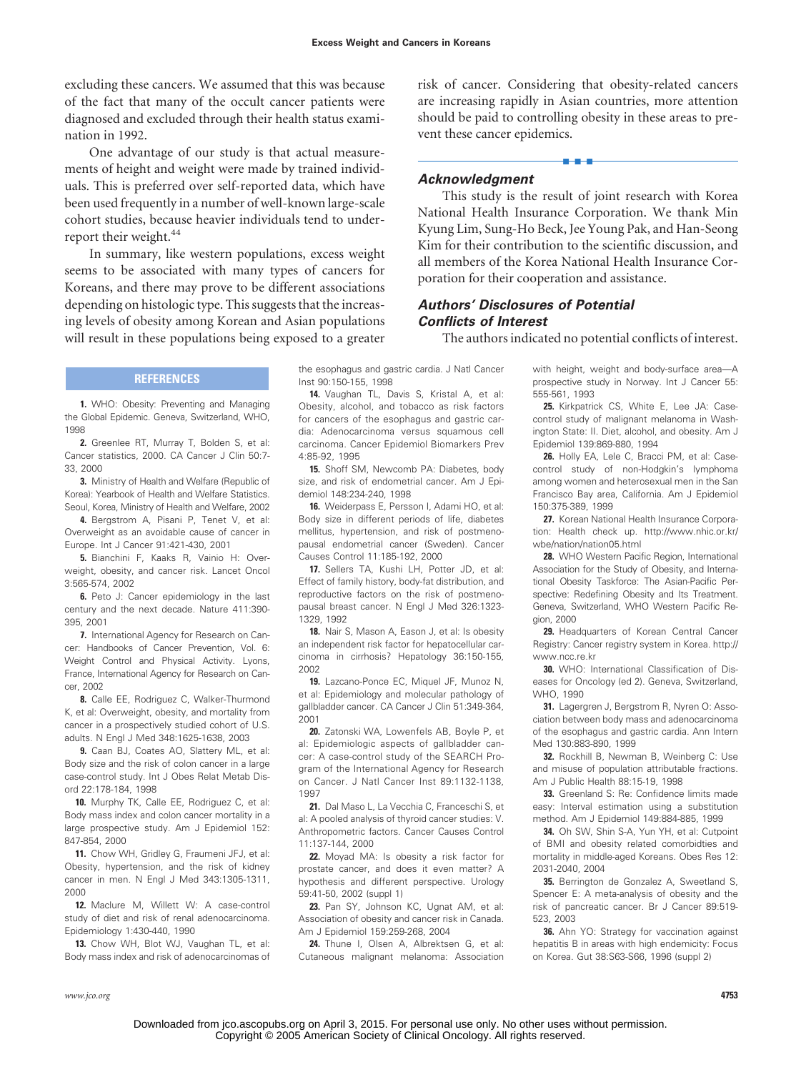excluding these cancers. We assumed that this was because of the fact that many of the occult cancer patients were diagnosed and excluded through their health status examination in 1992.

One advantage of our study is that actual measurements of height and weight were made by trained individuals. This is preferred over self-reported data, which have been used frequently in a number of well-known large-scale cohort studies, because heavier individuals tend to underreport their weight.[44]

In summary, like western populations, excess weight seems to be associated with many types of cancers for Koreans, and there may prove to be different associations depending on histologic type. This suggests that the increasing levels of obesity among Korean and Asian populations will result in these populations being exposed to a greater risk of cancer. Considering that obesity-related cancers are increasing rapidly in Asian countries, more attention should be paid to controlling obesity in these areas to prevent these cancer epidemics.

### Acknowledgment

This study is the result of joint research with Korea National Health Insurance Corporation. We thank Min Kyung Lim, Sung-Ho Beck, Jee Young Pak, and Han-Seong Kim for their contribution to the scientific discussion, and all members of the Korea National Health Insurance Corporation for their cooperation and assistance.

### Authors' Disclosures of Potential Conflicts of Interest

The authors indicated no potential conflicts of interest.

## REFERENCES

**1.** WHO: Obesity: Preventing and Managing the Global Epidemic. Geneva, Switzerland, WHO, 1998

**2.** Greenlee RT, Murray T, Bolden S, et al: Cancer statistics, 2000. CA Cancer J Clin 50:7-33, 2000

**3.** Ministry of Health and Welfare (Republic of Korea): Yearbook of Health and Welfare Statistics. Seoul, Korea, Ministry of Health and Welfare, 2002

**4.** Bergstrom A, Pisani P, Tenet V, et al: Overweight as an avoidable cause of cancer in Europe. Int J Cancer 91:421-430, 2001

**5.** Bianchini F, Kaaks R, Vainio H: Overweight, obesity, and cancer risk. Lancet Oncol 3:565-574, 2002

**6.** Peto J: Cancer epidemiology in the last century and the next decade. Nature 411:390-395, 2001

**7.** International Agency for Research on Cancer: Handbooks of Cancer Prevention, Vol. 6: Weight Control and Physical Activity. Lyons, France, International Agency for Research on Cancer, 2002

**8.** Calle EE, Rodriguez C, Walker-Thurmond K, et al: Overweight, obesity, and mortality from cancer in a prospectively studied cohort of U.S. adults. N Engl J Med 348:1625-1638, 2003

**9.** Caan BJ, Coates AO, Slattery ML, et al: Body size and the risk of colon cancer in a large case-control study. Int J Obes Relat Metab Disord 22:178-184, 1998

**10.** Murphy TK, Calle EE, Rodriguez C, et al: Body mass index and colon cancer mortality in a large prospective study. Am J Epidemiol 152: 847-854, 2000

**11.** Chow WH, Gridley G, Fraumeni JFJ, et al: Obesity, hypertension, and the risk of kidney cancer in men. N Engl J Med 343:1305-1311, 2000

**12.** Maclure M, Willett W: A case-control study of diet and risk of renal adenocarcinoma. Epidemiology 1:430-440, 1990

**13.** Chow WH, Blot WJ, Vaughan TL, et al: Body mass index and risk of adenocarcinomas of the esophagus and gastric cardia. J Natl Cancer Inst 90:150-155, 1998

**14.** Vaughan TL, Davis S, Kristal A, et al: Obesity, alcohol, and tobacco as risk factors for cancers of the esophagus and gastric cardia: Adenocarcinoma versus squamous cell carcinoma. Cancer Epidemiol Biomarkers Prev 4:85-92, 1995

**15.** Shoff SM, Newcomb PA: Diabetes, body size, and risk of endometrial cancer. Am J Epidemiol 148:234-240, 1998

**16.** Weiderpass E, Persson I, Adami HO, et al: Body size in different periods of life, diabetes mellitus, hypertension, and risk of postmenopausal endometrial cancer (Sweden). Cancer Causes Control 11:185-192, 2000

**17.** Sellers TA, Kushi LH, Potter JD, et al: Effect of family history, body-fat distribution, and reproductive factors on the risk of postmenopausal breast cancer. N Engl J Med 326:1323-1329, 1992

**18.** Nair S, Mason A, Eason J, et al: Is obesity an independent risk factor for hepatocellular carcinoma in cirrhosis? Hepatology 36:150-155, 2002

**19.** Lazcano-Ponce EC, Miquel JF, Munoz N, et al: Epidemiology and molecular pathology of gallbladder cancer. CA Cancer J Clin 51:349-364, 2001

**20.** Zatonski WA, Lowenfels AB, Boyle P, et al: Epidemiologic aspects of gallbladder cancer: A case-control study of the SEARCH Program of the International Agency for Research on Cancer. J Natl Cancer Inst 89:1132-1138, 1997

**21.** Dal Maso L, La Vecchia C, Franceschi S, et al: A pooled analysis of thyroid cancer studies: V. Anthropometric factors. Cancer Causes Control 11:137-144, 2000

**22.** Moyad MA: Is obesity a risk factor for prostate cancer, and does it even matter? A hypothesis and different perspective. Urology 59:41-50, 2002 (suppl 1)

**23.** Pan SY, Johnson KC, Ugnat AM, et al: Association of obesity and cancer risk in Canada. Am J Epidemiol 159:259-268, 2004

**24.** Thune I, Olsen A, Albrektsen G, et al: Cutaneous malignant melanoma: Association with height, weight and body-surface area—A prospective study in Norway. Int J Cancer 55: 555-561, 1993

**25.** Kirkpatrick CS, White E, Lee JA: Case-control study of malignant melanoma in Washington State: II. Diet, alcohol, and obesity. Am J Epidemiol 139:869-880, 1994

**26.** Holly EA, Lele C, Bracci PM, et al: Case-control study of non-Hodgkin's lymphoma among women and heterosexual men in the San Francisco Bay area, California. Am J Epidemiol 150:375-389, 1999

**27.** Korean National Health Insurance Corporation: Health check up. http://www.nhic.or.kr/wbe/nation/nation05.html

**28.** WHO Western Pacific Region, International Association for the Study of Obesity, and International Obesity Taskforce: The Asian-Pacific Perspective: Redefining Obesity and Its Treatment. Geneva, Switzerland, WHO Western Pacific Region, 2000

**29.** Headquarters of Korean Central Cancer Registry: Cancer registry system in Korea. http://www.ncc.re.kr

**30.** WHO: International Classification of Diseases for Oncology (ed 2). Geneva, Switzerland, WHO, 1990

**31.** Lagergren J, Bergstrom R, Nyren O: Association between body mass and adenocarcinoma of the esophagus and gastric cardia. Ann Intern Med 130:883-890, 1999

**32.** Rockhill B, Newman B, Weinberg C: Use and misuse of population attributable fractions. Am J Public Health 88:15-19, 1998

**33.** Greenland S: Re: Confidence limits made easy: Interval estimation using a substitution method. Am J Epidemiol 149:884-885, 1999

**34.** Oh SW, Shin S-A, Yun YH, et al: Cutpoint of BMI and obesity related comorbidties and mortality in middle-aged Koreans. Obes Res 12: 2031-2040, 2004

**35.** Berrington de Gonzalez A, Sweetland S, Spencer E: A meta-analysis of obesity and the risk of pancreatic cancer. Br J Cancer 89:519-523, 2003

**36.** Ahn YO: Strategy for vaccination against hepatitis B in areas with high endemicity: Focus on Korea. Gut 38:S63-S66, 1996 (suppl 2)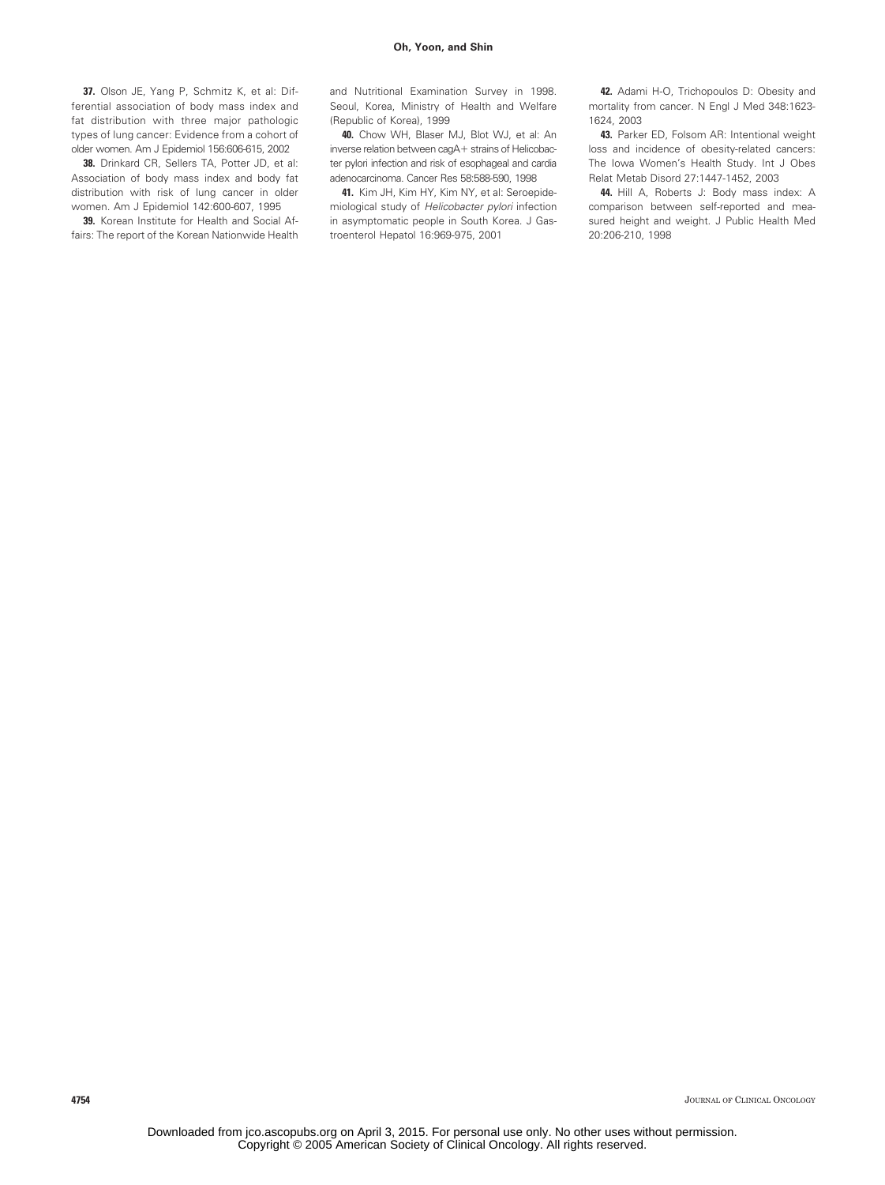**37.** Olson JE, Yang P, Schmitz K, et al: Differential association of body mass index and fat distribution with three major pathologic types of lung cancer: Evidence from a cohort of older women. Am J Epidemiol 156:606-615, 2002

**38.** Drinkard CR, Sellers TA, Potter JD, et al: Association of body mass index and body fat distribution with risk of lung cancer in older women. Am J Epidemiol 142:600-607, 1995

**39.** Korean Institute for Health and Social Affairs: The report of the Korean Nationwide Health and Nutritional Examination Survey in 1998. Seoul, Korea, Ministry of Health and Welfare (Republic of Korea), 1999

**40.** Chow WH, Blaser MJ, Blot WJ, et al: An inverse relation between cagA+ strains of Helicobacter pylori infection and risk of esophageal and cardia adenocarcinoma. Cancer Res 58:588-590, 1998

**41.** Kim JH, Kim HY, Kim NY, et al: Seroepidemiological study of *Helicobacter pylori* infection in asymptomatic people in South Korea. J Gastroenterol Hepatol 16:969-975, 2001

**42.** Adami H-O, Trichopoulos D: Obesity and mortality from cancer. N Engl J Med 348:1623-1624, 2003

**43.** Parker ED, Folsom AR: Intentional weight loss and incidence of obesity-related cancers: The Iowa Women's Health Study. Int J Obes Relat Metab Disord 27:1447-1452, 2003

**44.** Hill A, Roberts J: Body mass index: A comparison between self-reported and measured height and weight. J Public Health Med 20:206-210, 1998